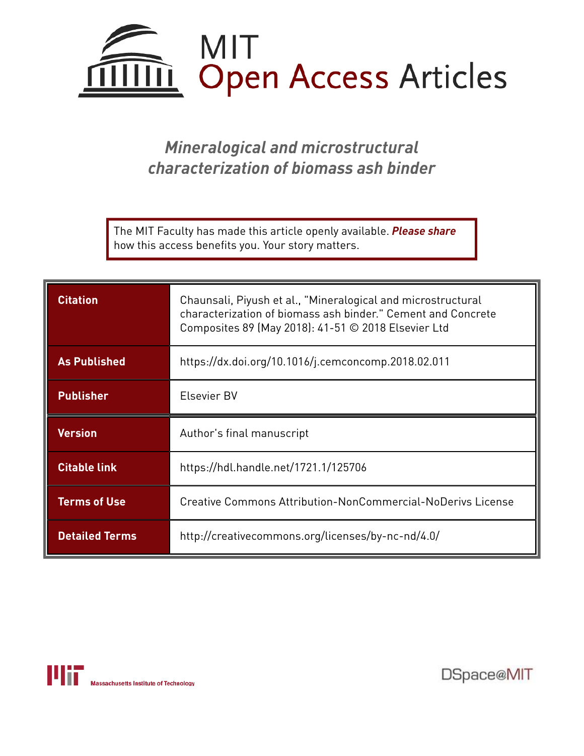# MIT Open Access Articles

## *Mineralogical and microstructural characterization of biomass ash binder*

The MIT Faculty has made this article openly available. ***Please share*** how this access benefits you. Your story matters.

| | |
|---|---|
| **Citation** | Chaunsali, Piyush et al., "Mineralogical and microstructural characterization of biomass ash binder." Cement and Concrete Composites 89 (May 2018): 41-51 © 2018 Elsevier Ltd |
| **As Published** | https://dx.doi.org/10.1016/j.cemconcomp.2018.02.011 |
| **Publisher** | Elsevier BV |
| **Version** | Author's final manuscript |
| **Citable link** | https://hdl.handle.net/1721.1/125706 |
| **Terms of Use** | Creative Commons Attribution-NonCommercial-NoDerivs License |
| **Detailed Terms** | http://creativecommons.org/licenses/by-nc-nd/4.0/ |

Massachusetts Institute of Technology

DSpace@MIT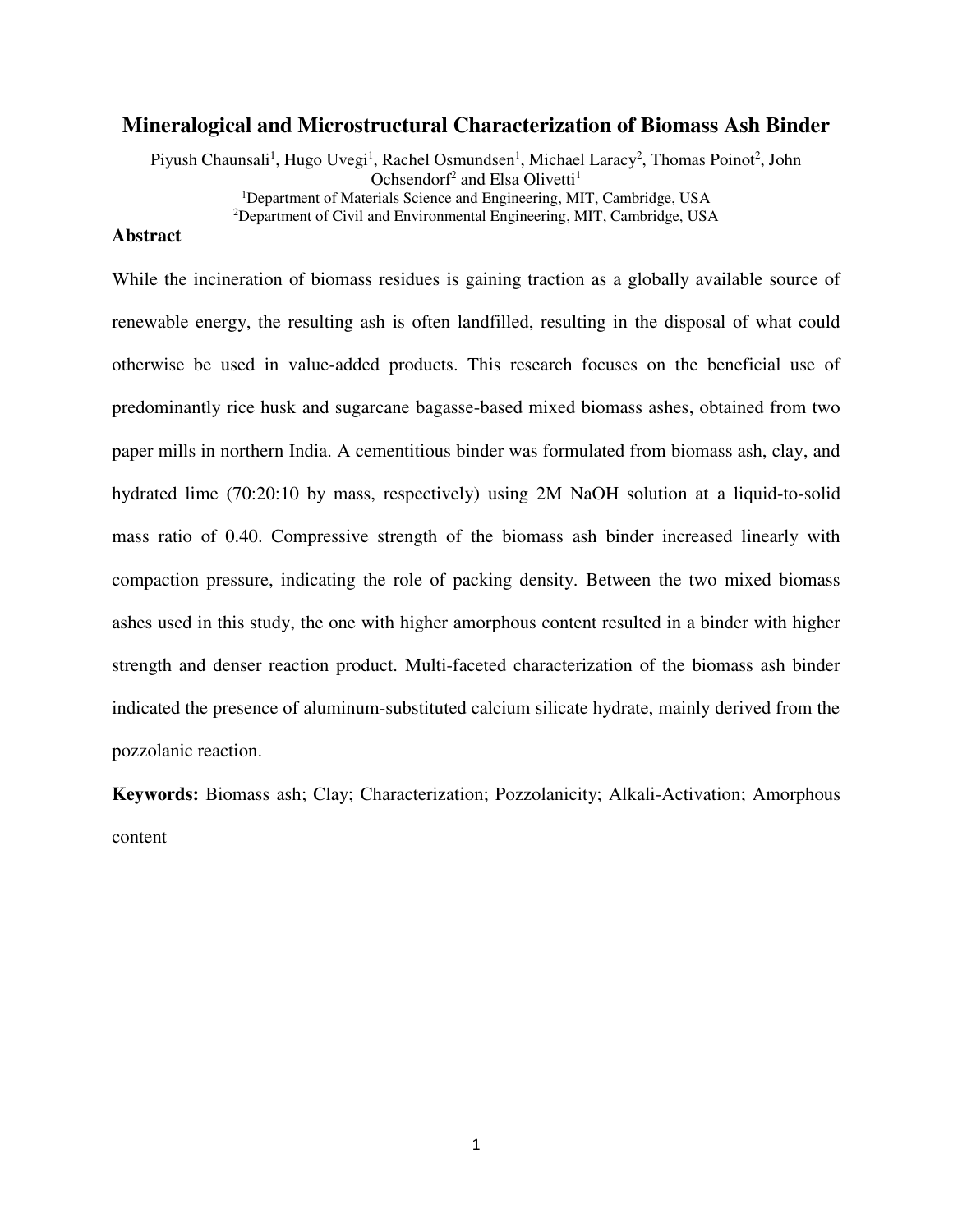# Mineralogical and Microstructural Characterization of Biomass Ash Binder

Piyush Chaunsali[1], Hugo Uvegi[1], Rachel Osmundsen[1], Michael Laracy[2], Thomas Poinot[2], John Ochsendorf[2] and Elsa Olivetti[1]

[1]Department of Materials Science and Engineering, MIT, Cambridge, USA

[2]Department of Civil and Environmental Engineering, MIT, Cambridge, USA

## Abstract

While the incineration of biomass residues is gaining traction as a globally available source of renewable energy, the resulting ash is often landfilled, resulting in the disposal of what could otherwise be used in value-added products. This research focuses on the beneficial use of predominantly rice husk and sugarcane bagasse-based mixed biomass ashes, obtained from two paper mills in northern India. A cementitious binder was formulated from biomass ash, clay, and hydrated lime (70:20:10 by mass, respectively) using 2M NaOH solution at a liquid-to-solid mass ratio of 0.40. Compressive strength of the biomass ash binder increased linearly with compaction pressure, indicating the role of packing density. Between the two mixed biomass ashes used in this study, the one with higher amorphous content resulted in a binder with higher strength and denser reaction product. Multi-faceted characterization of the biomass ash binder indicated the presence of aluminum-substituted calcium silicate hydrate, mainly derived from the pozzolanic reaction.

**Keywords:** Biomass ash; Clay; Characterization; Pozzolanicity; Alkali-Activation; Amorphous content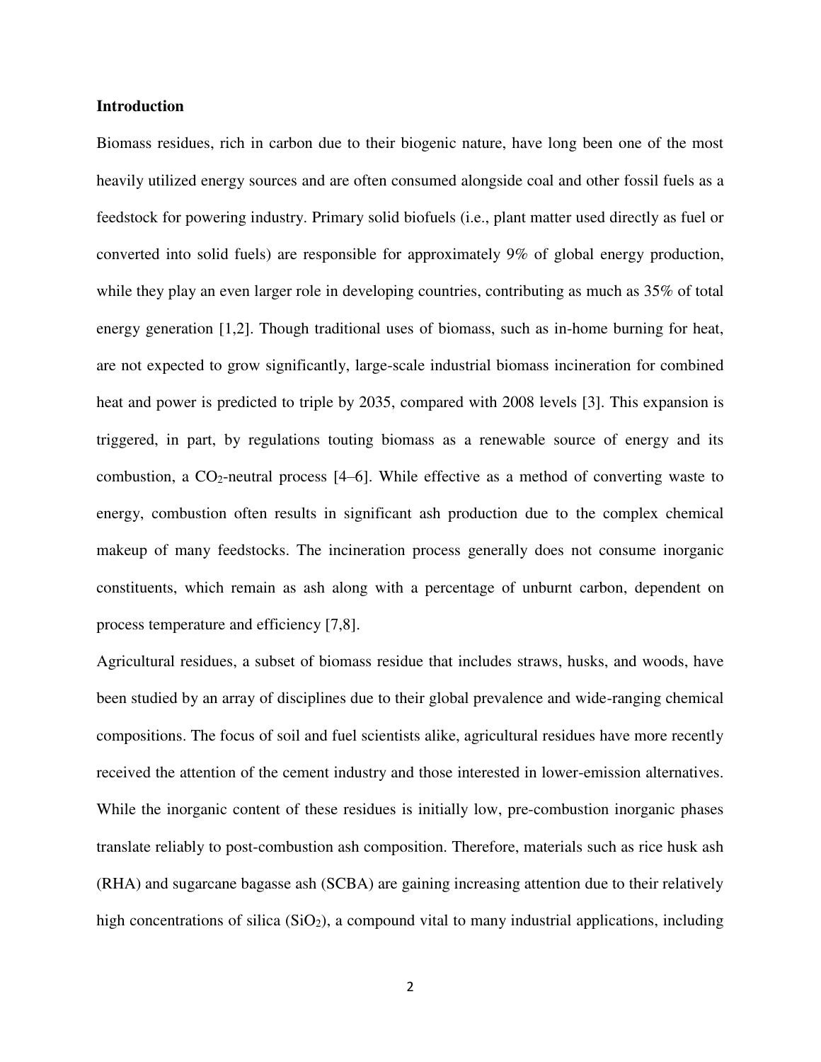## Introduction

Biomass residues, rich in carbon due to their biogenic nature, have long been one of the most heavily utilized energy sources and are often consumed alongside coal and other fossil fuels as a feedstock for powering industry. Primary solid biofuels (i.e., plant matter used directly as fuel or converted into solid fuels) are responsible for approximately 9% of global energy production, while they play an even larger role in developing countries, contributing as much as 35% of total energy generation [1,2]. Though traditional uses of biomass, such as in-home burning for heat, are not expected to grow significantly, large-scale industrial biomass incineration for combined heat and power is predicted to triple by 2035, compared with 2008 levels [3]. This expansion is triggered, in part, by regulations touting biomass as a renewable source of energy and its combustion, a $CO_2$-neutral process [4–6]. While effective as a method of converting waste to energy, combustion often results in significant ash production due to the complex chemical makeup of many feedstocks. The incineration process generally does not consume inorganic constituents, which remain as ash along with a percentage of unburnt carbon, dependent on process temperature and efficiency [7,8].

Agricultural residues, a subset of biomass residue that includes straws, husks, and woods, have been studied by an array of disciplines due to their global prevalence and wide-ranging chemical compositions. The focus of soil and fuel scientists alike, agricultural residues have more recently received the attention of the cement industry and those interested in lower-emission alternatives. While the inorganic content of these residues is initially low, pre-combustion inorganic phases translate reliably to post-combustion ash composition. Therefore, materials such as rice husk ash (RHA) and sugarcane bagasse ash (SCBA) are gaining increasing attention due to their relatively high concentrations of silica ($SiO_2$), a compound vital to many industrial applications, including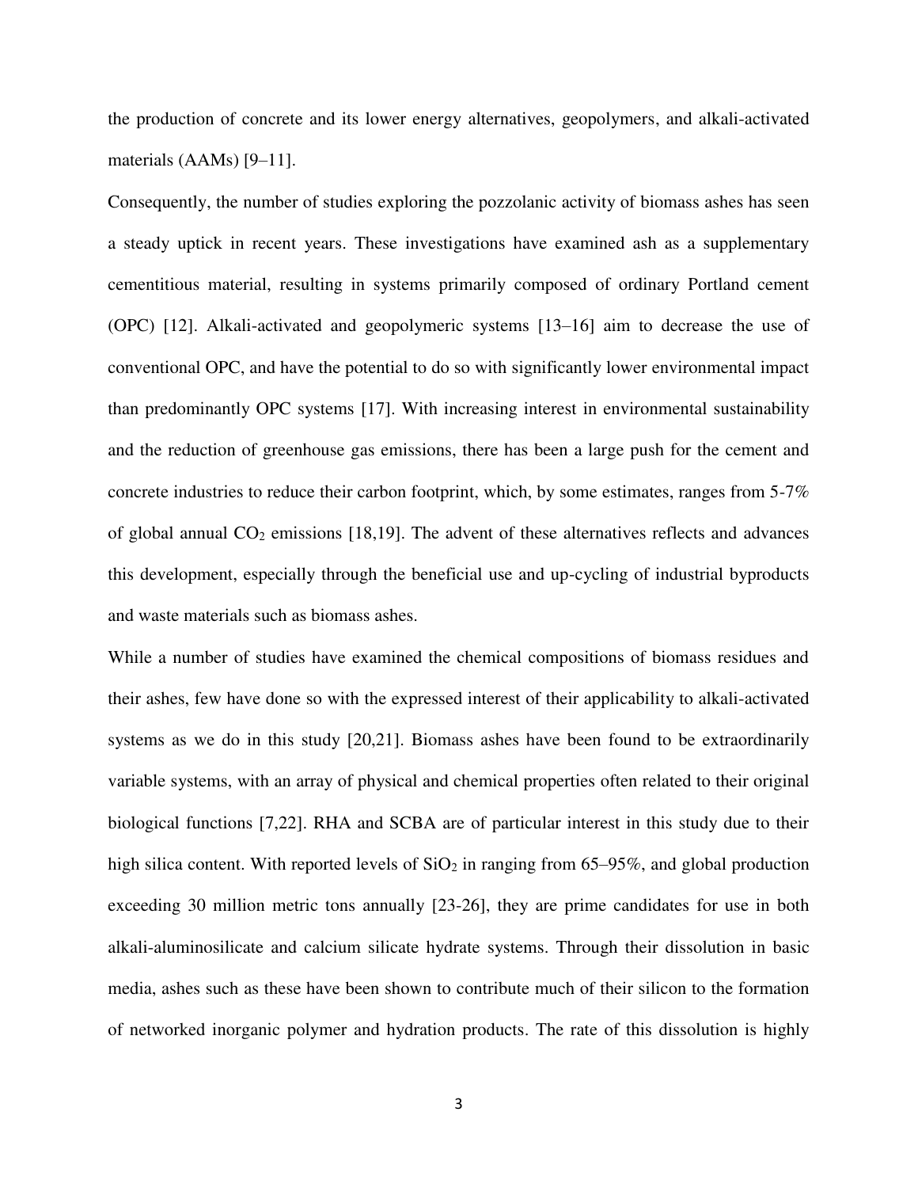the production of concrete and its lower energy alternatives, geopolymers, and alkali-activated materials (AAMs) [9–11].

Consequently, the number of studies exploring the pozzolanic activity of biomass ashes has seen a steady uptick in recent years. These investigations have examined ash as a supplementary cementitious material, resulting in systems primarily composed of ordinary Portland cement (OPC) [12]. Alkali-activated and geopolymeric systems [13–16] aim to decrease the use of conventional OPC, and have the potential to do so with significantly lower environmental impact than predominantly OPC systems [17]. With increasing interest in environmental sustainability and the reduction of greenhouse gas emissions, there has been a large push for the cement and concrete industries to reduce their carbon footprint, which, by some estimates, ranges from 5-7% of global annual $CO_2$ emissions [18,19]. The advent of these alternatives reflects and advances this development, especially through the beneficial use and up-cycling of industrial byproducts and waste materials such as biomass ashes.

While a number of studies have examined the chemical compositions of biomass residues and their ashes, few have done so with the expressed interest of their applicability to alkali-activated systems as we do in this study [20,21]. Biomass ashes have been found to be extraordinarily variable systems, with an array of physical and chemical properties often related to their original biological functions [7,22]. RHA and SCBA are of particular interest in this study due to their high silica content. With reported levels of $SiO_2$ in ranging from 65–95%, and global production exceeding 30 million metric tons annually [23-26], they are prime candidates for use in both alkali-aluminosilicate and calcium silicate hydrate systems. Through their dissolution in basic media, ashes such as these have been shown to contribute much of their silicon to the formation of networked inorganic polymer and hydration products. The rate of this dissolution is highly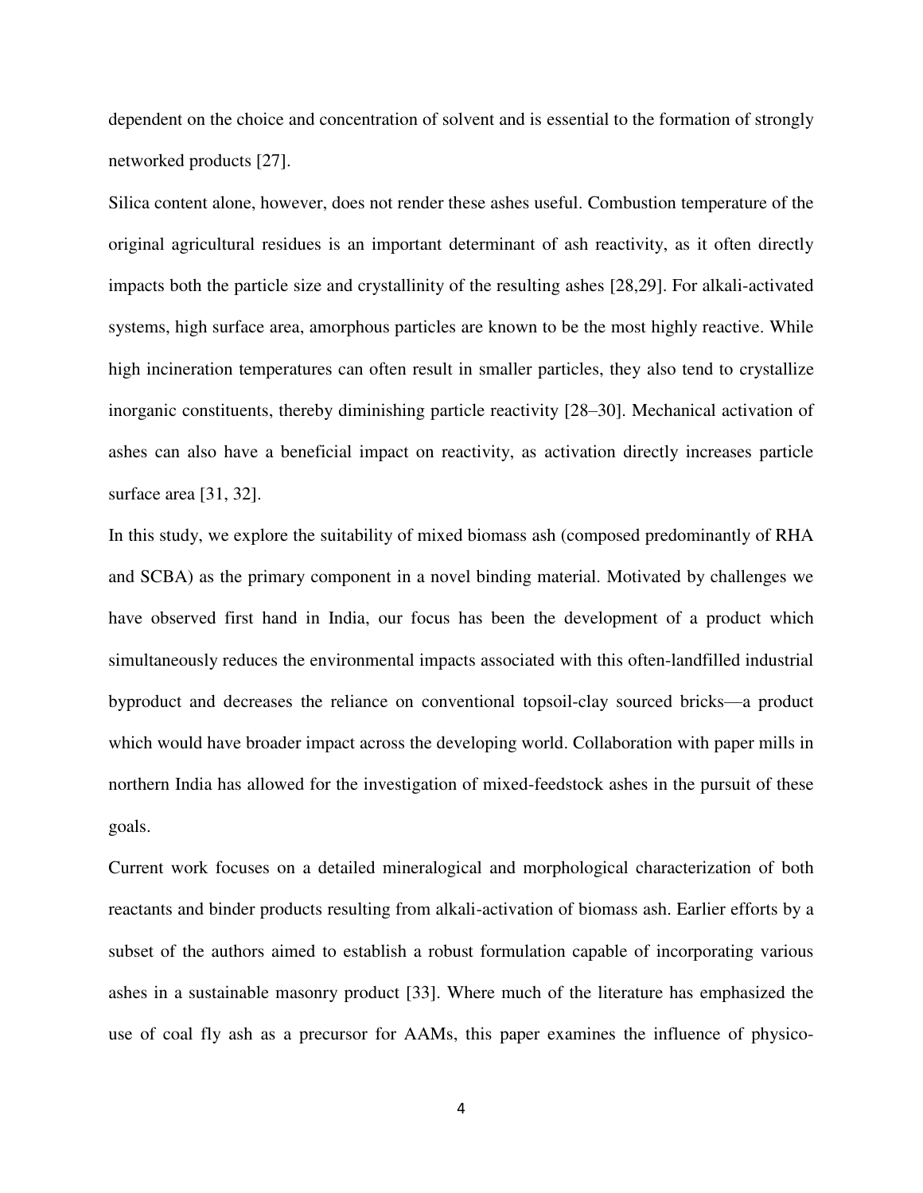dependent on the choice and concentration of solvent and is essential to the formation of strongly networked products [27].

Silica content alone, however, does not render these ashes useful. Combustion temperature of the original agricultural residues is an important determinant of ash reactivity, as it often directly impacts both the particle size and crystallinity of the resulting ashes [28,29]. For alkali-activated systems, high surface area, amorphous particles are known to be the most highly reactive. While high incineration temperatures can often result in smaller particles, they also tend to crystallize inorganic constituents, thereby diminishing particle reactivity [28–30]. Mechanical activation of ashes can also have a beneficial impact on reactivity, as activation directly increases particle surface area [31, 32].

In this study, we explore the suitability of mixed biomass ash (composed predominantly of RHA and SCBA) as the primary component in a novel binding material. Motivated by challenges we have observed first hand in India, our focus has been the development of a product which simultaneously reduces the environmental impacts associated with this often-landfilled industrial byproduct and decreases the reliance on conventional topsoil-clay sourced bricks—a product which would have broader impact across the developing world. Collaboration with paper mills in northern India has allowed for the investigation of mixed-feedstock ashes in the pursuit of these goals.

Current work focuses on a detailed mineralogical and morphological characterization of both reactants and binder products resulting from alkali-activation of biomass ash. Earlier efforts by a subset of the authors aimed to establish a robust formulation capable of incorporating various ashes in a sustainable masonry product [33]. Where much of the literature has emphasized the use of coal fly ash as a precursor for AAMs, this paper examines the influence of physico-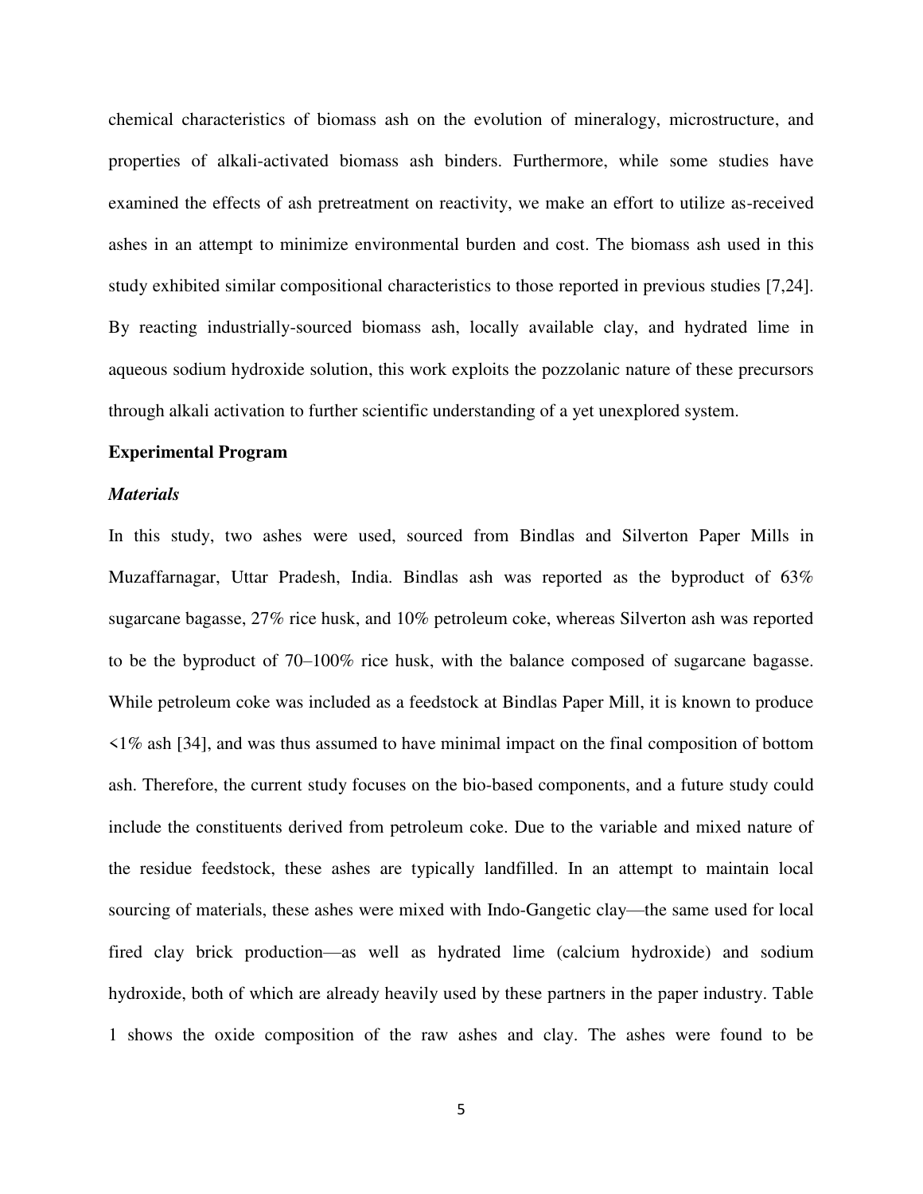chemical characteristics of biomass ash on the evolution of mineralogy, microstructure, and properties of alkali-activated biomass ash binders. Furthermore, while some studies have examined the effects of ash pretreatment on reactivity, we make an effort to utilize as-received ashes in an attempt to minimize environmental burden and cost. The biomass ash used in this study exhibited similar compositional characteristics to those reported in previous studies [7,24]. By reacting industrially-sourced biomass ash, locally available clay, and hydrated lime in aqueous sodium hydroxide solution, this work exploits the pozzolanic nature of these precursors through alkali activation to further scientific understanding of a yet unexplored system.

## Experimental Program

### *Materials*

In this study, two ashes were used, sourced from Bindlas and Silverton Paper Mills in Muzaffarnagar, Uttar Pradesh, India. Bindlas ash was reported as the byproduct of 63% sugarcane bagasse, 27% rice husk, and 10% petroleum coke, whereas Silverton ash was reported to be the byproduct of 70–100% rice husk, with the balance composed of sugarcane bagasse. While petroleum coke was included as a feedstock at Bindlas Paper Mill, it is known to produce <1% ash [34], and was thus assumed to have minimal impact on the final composition of bottom ash. Therefore, the current study focuses on the bio-based components, and a future study could include the constituents derived from petroleum coke. Due to the variable and mixed nature of the residue feedstock, these ashes are typically landfilled. In an attempt to maintain local sourcing of materials, these ashes were mixed with Indo-Gangetic clay—the same used for local fired clay brick production—as well as hydrated lime (calcium hydroxide) and sodium hydroxide, both of which are already heavily used by these partners in the paper industry. Table 1 shows the oxide composition of the raw ashes and clay. The ashes were found to be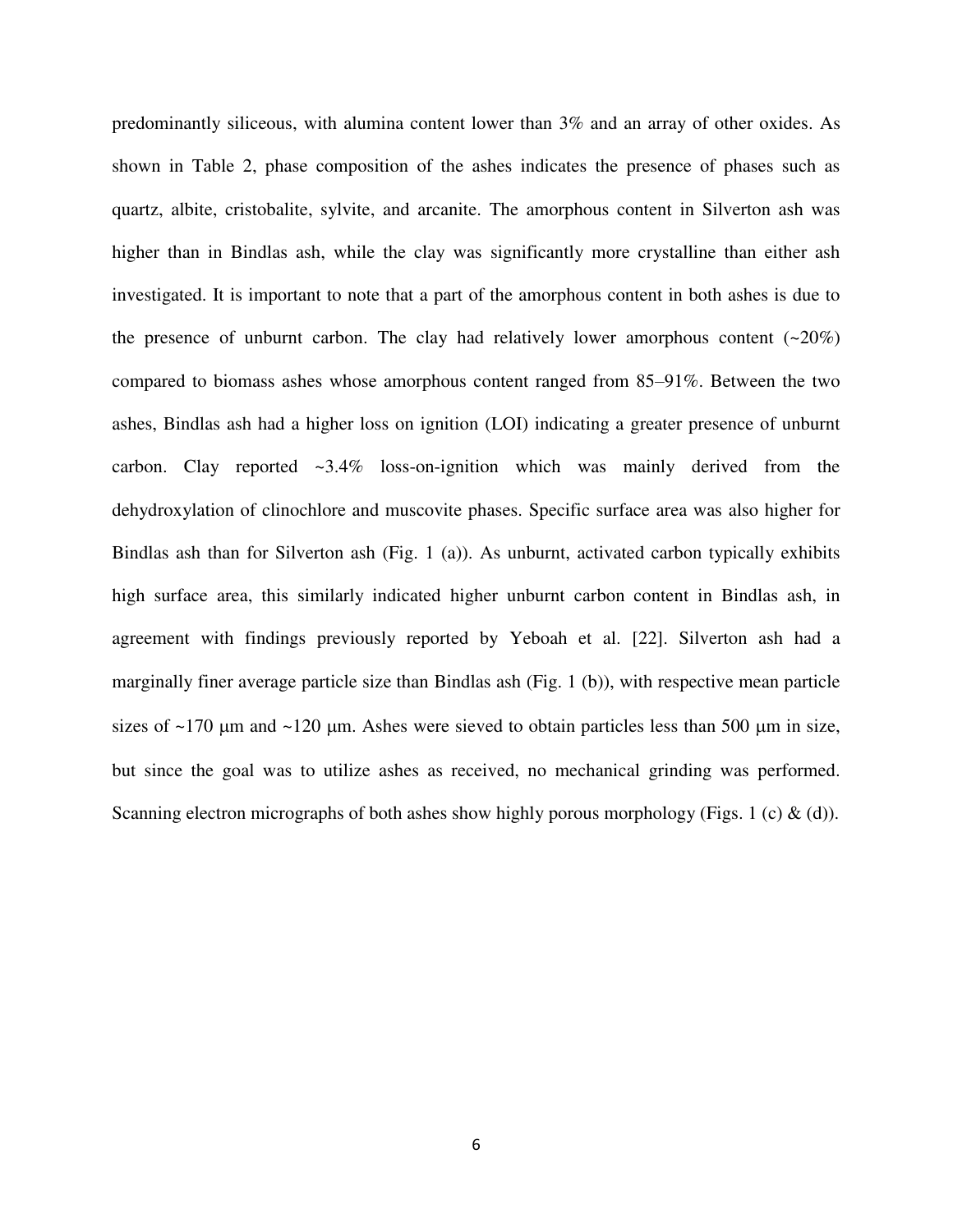predominantly siliceous, with alumina content lower than 3% and an array of other oxides. As shown in Table 2, phase composition of the ashes indicates the presence of phases such as quartz, albite, cristobalite, sylvite, and arcanite. The amorphous content in Silverton ash was higher than in Bindlas ash, while the clay was significantly more crystalline than either ash investigated. It is important to note that a part of the amorphous content in both ashes is due to the presence of unburnt carbon. The clay had relatively lower amorphous content (~20%) compared to biomass ashes whose amorphous content ranged from 85–91%. Between the two ashes, Bindlas ash had a higher loss on ignition (LOI) indicating a greater presence of unburnt carbon. Clay reported ~3.4% loss-on-ignition which was mainly derived from the dehydroxylation of clinochlore and muscovite phases. Specific surface area was also higher for Bindlas ash than for Silverton ash (Fig. 1 (a)). As unburnt, activated carbon typically exhibits high surface area, this similarly indicated higher unburnt carbon content in Bindlas ash, in agreement with findings previously reported by Yeboah et al. [22]. Silverton ash had a marginally finer average particle size than Bindlas ash (Fig. 1 (b)), with respective mean particle sizes of ~170 μm and ~120 μm. Ashes were sieved to obtain particles less than 500 μm in size, but since the goal was to utilize ashes as received, no mechanical grinding was performed. Scanning electron micrographs of both ashes show highly porous morphology (Figs. 1 (c) & (d)).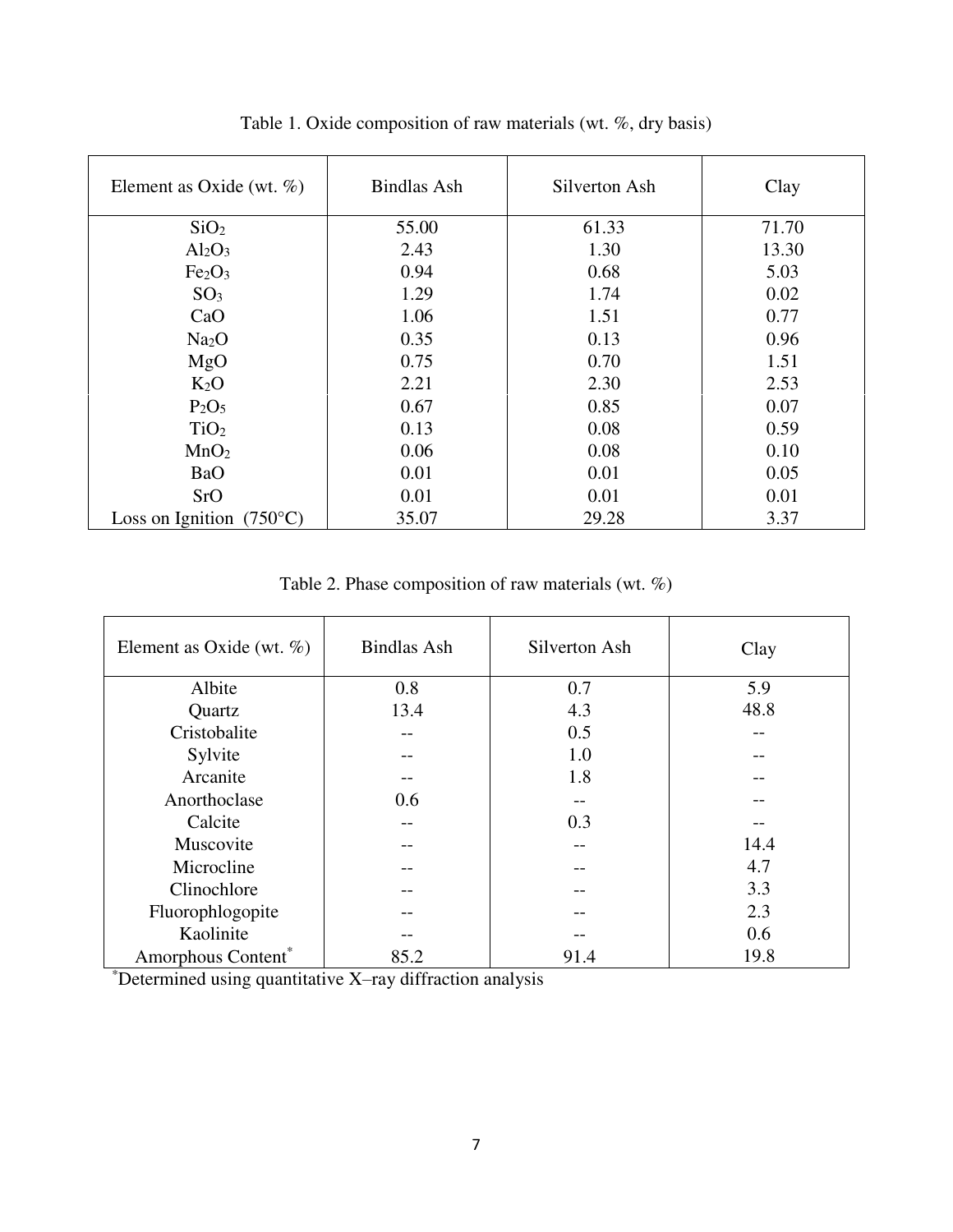Table 1. Oxide composition of raw materials (wt. %, dry basis)

| Element as Oxide (wt. %) | Bindlas Ash | Silverton Ash | Clay |
|---|---|---|---|
| $SiO_2$ | 55.00 | 61.33 | 71.70 |
| $Al_2O_3$ | 2.43 | 1.30 | 13.30 |
| $Fe_2O_3$ | 0.94 | 0.68 | 5.03 |
| $SO_3$ | 1.29 | 1.74 | 0.02 |
| CaO | 1.06 | 1.51 | 0.77 |
| $Na_2O$ | 0.35 | 0.13 | 0.96 |
| MgO | 0.75 | 0.70 | 1.51 |
| $K_2O$ | 2.21 | 2.30 | 2.53 |
| $P_2O_5$ | 0.67 | 0.85 | 0.07 |
| $TiO_2$ | 0.13 | 0.08 | 0.59 |
| $MnO_2$ | 0.06 | 0.08 | 0.10 |
| BaO | 0.01 | 0.01 | 0.05 |
| SrO | 0.01 | 0.01 | 0.01 |
| Loss on Ignition (750°C) | 35.07 | 29.28 | 3.37 |

Table 2. Phase composition of raw materials (wt. %)

| Element as Oxide (wt. %) | Bindlas Ash | Silverton Ash | Clay |
|---|---|---|---|
| Albite | 0.8 | 0.7 | 5.9 |
| Quartz | 13.4 | 4.3 | 48.8 |
| Cristobalite | -- | 0.5 | -- |
| Sylvite | -- | 1.0 | -- |
| Arcanite | -- | 1.8 | -- |
| Anorthoclase | 0.6 | -- | -- |
| Calcite | -- | 0.3 | -- |
| Muscovite | -- | -- | 14.4 |
| Microcline | -- | -- | 4.7 |
| Clinochlore | -- | -- | 3.3 |
| Fluorophlogopite | -- | -- | 2.3 |
| Kaolinite | -- | -- | 0.6 |
| Amorphous Content* | 85.2 | 91.4 | 19.8 |

*Determined using quantitative X–ray diffraction analysis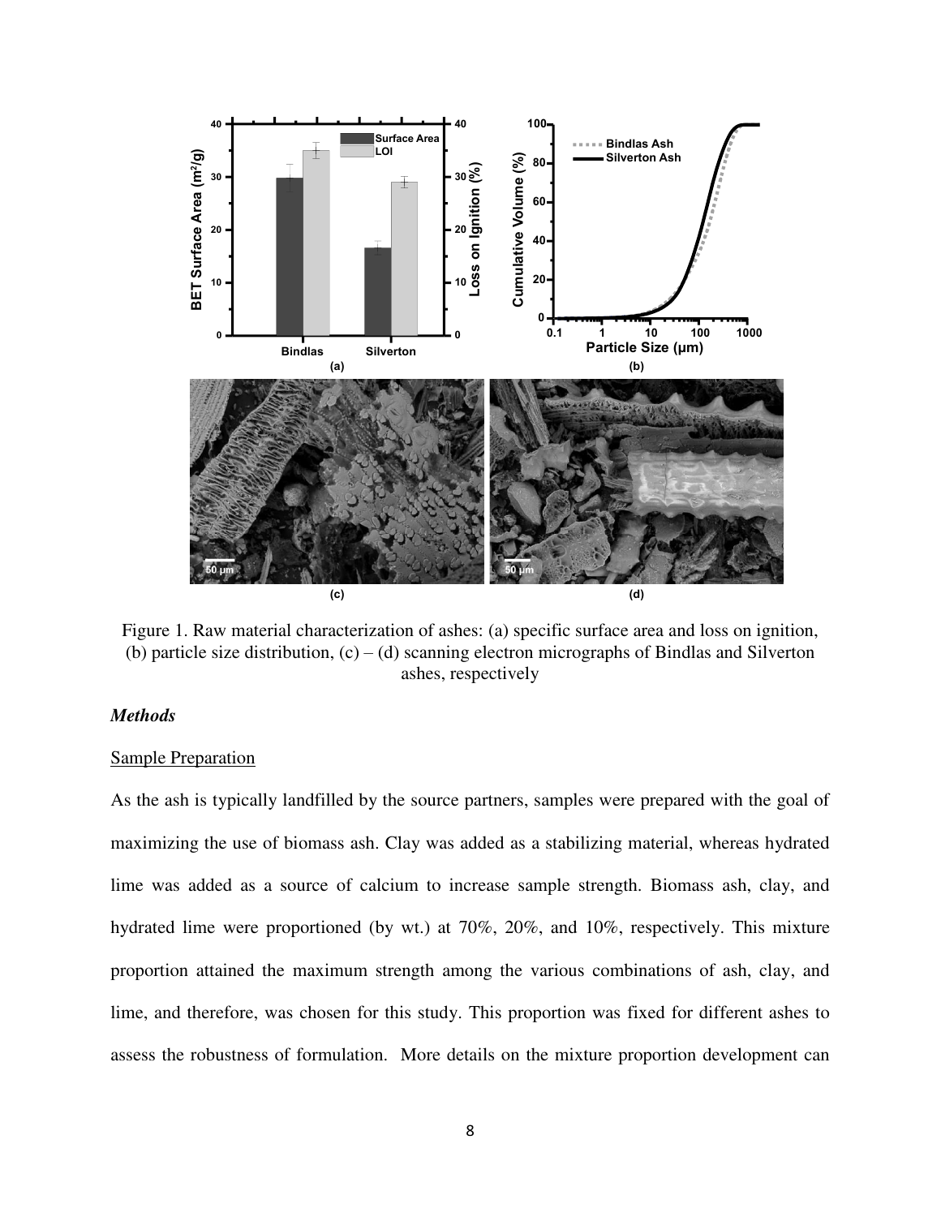Figure 1. Raw material characterization of ashes: (a) specific surface area and loss on ignition, (b) particle size distribution, (c) – (d) scanning electron micrographs of Bindlas and Silverton ashes, respectively

### *Methods*

Sample Preparation

As the ash is typically landfilled by the source partners, samples were prepared with the goal of maximizing the use of biomass ash. Clay was added as a stabilizing material, whereas hydrated lime was added as a source of calcium to increase sample strength. Biomass ash, clay, and hydrated lime were proportioned (by wt.) at 70%, 20%, and 10%, respectively. This mixture proportion attained the maximum strength among the various combinations of ash, clay, and lime, and therefore, was chosen for this study. This proportion was fixed for different ashes to assess the robustness of formulation. More details on the mixture proportion development can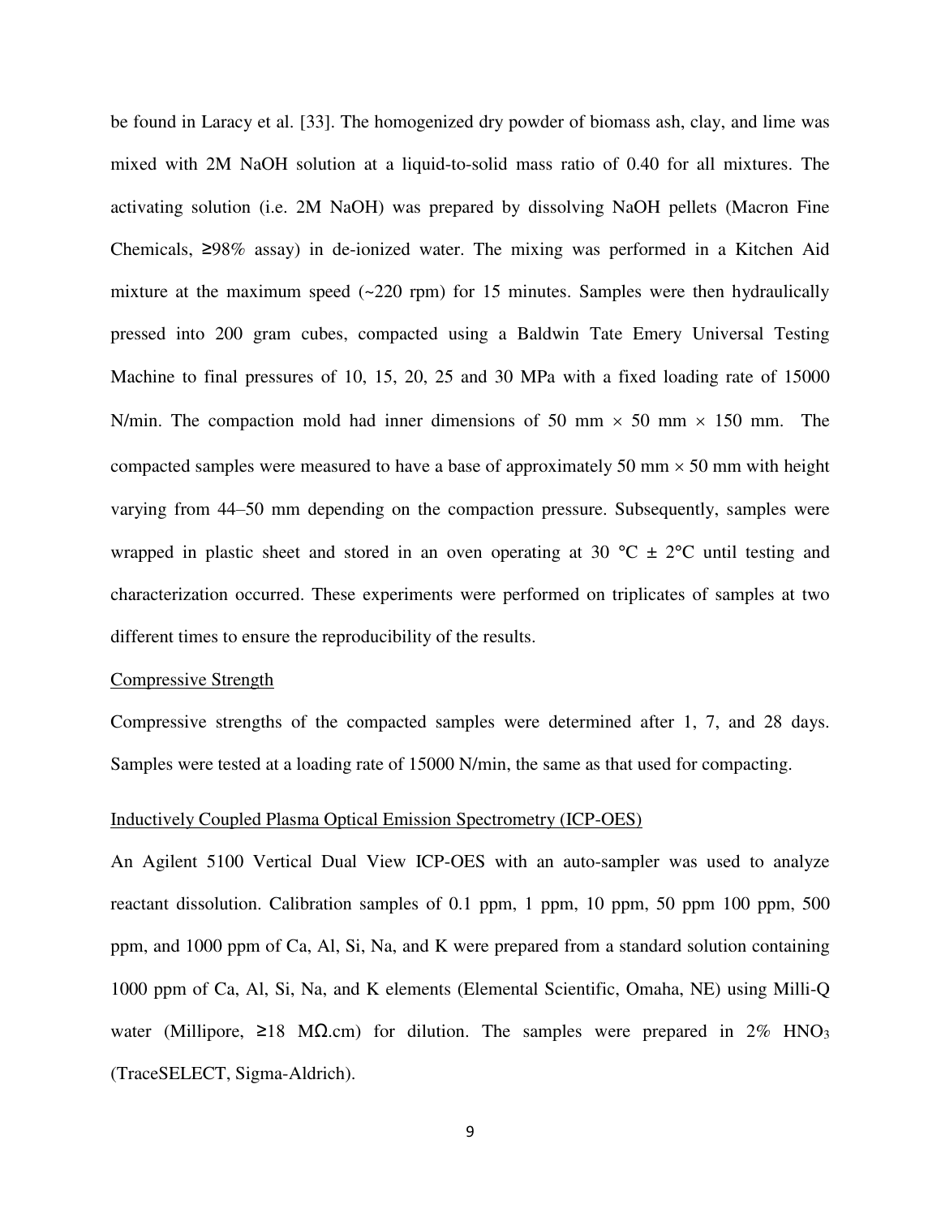be found in Laracy et al. [33]. The homogenized dry powder of biomass ash, clay, and lime was mixed with 2M NaOH solution at a liquid-to-solid mass ratio of 0.40 for all mixtures. The activating solution (i.e. 2M NaOH) was prepared by dissolving NaOH pellets (Macron Fine Chemicals, ≥98% assay) in de-ionized water. The mixing was performed in a Kitchen Aid mixture at the maximum speed (~220 rpm) for 15 minutes. Samples were then hydraulically pressed into 200 gram cubes, compacted using a Baldwin Tate Emery Universal Testing Machine to final pressures of 10, 15, 20, 25 and 30 MPa with a fixed loading rate of 15000 N/min. The compaction mold had inner dimensions of 50 mm × 50 mm × 150 mm. The compacted samples were measured to have a base of approximately 50 mm × 50 mm with height varying from 44–50 mm depending on the compaction pressure. Subsequently, samples were wrapped in plastic sheet and stored in an oven operating at 30 °C ± 2°C until testing and characterization occurred. These experiments were performed on triplicates of samples at two different times to ensure the reproducibility of the results.

Compressive Strength

Compressive strengths of the compacted samples were determined after 1, 7, and 28 days. Samples were tested at a loading rate of 15000 N/min, the same as that used for compacting.

Inductively Coupled Plasma Optical Emission Spectrometry (ICP-OES)

An Agilent 5100 Vertical Dual View ICP-OES with an auto-sampler was used to analyze reactant dissolution. Calibration samples of 0.1 ppm, 1 ppm, 10 ppm, 50 ppm 100 ppm, 500 ppm, and 1000 ppm of Ca, Al, Si, Na, and K were prepared from a standard solution containing 1000 ppm of Ca, Al, Si, Na, and K elements (Elemental Scientific, Omaha, NE) using Milli-Q water (Millipore, ≥18 MΩ.cm) for dilution. The samples were prepared in 2% $HNO_3$ (TraceSELECT, Sigma-Aldrich).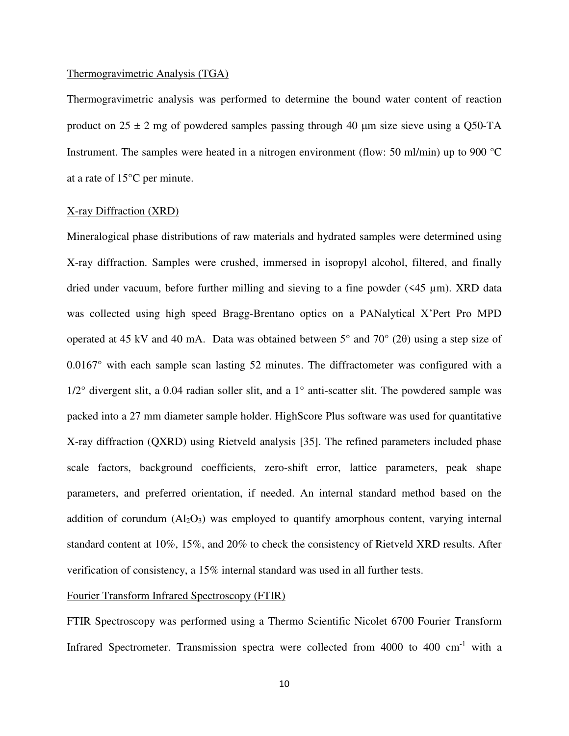## Thermogravimetric Analysis (TGA)

Thermogravimetric analysis was performed to determine the bound water content of reaction product on 25 ± 2 mg of powdered samples passing through 40 μm size sieve using a Q50-TA Instrument. The samples were heated in a nitrogen environment (flow: 50 ml/min) up to 900 °C at a rate of 15°C per minute.

## X-ray Diffraction (XRD)

Mineralogical phase distributions of raw materials and hydrated samples were determined using X-ray diffraction. Samples were crushed, immersed in isopropyl alcohol, filtered, and finally dried under vacuum, before further milling and sieving to a fine powder (<45 µm). XRD data was collected using high speed Bragg-Brentano optics on a PANalytical X'Pert Pro MPD operated at 45 kV and 40 mA. Data was obtained between 5° and 70° (2θ) using a step size of 0.0167° with each sample scan lasting 52 minutes. The diffractometer was configured with a 1/2° divergent slit, a 0.04 radian soller slit, and a 1° anti-scatter slit. The powdered sample was packed into a 27 mm diameter sample holder. HighScore Plus software was used for quantitative X-ray diffraction (QXRD) using Rietveld analysis [35]. The refined parameters included phase scale factors, background coefficients, zero-shift error, lattice parameters, peak shape parameters, and preferred orientation, if needed. An internal standard method based on the addition of corundum ($Al_2O_3$) was employed to quantify amorphous content, varying internal standard content at 10%, 15%, and 20% to check the consistency of Rietveld XRD results. After verification of consistency, a 15% internal standard was used in all further tests.

## Fourier Transform Infrared Spectroscopy (FTIR)

FTIR Spectroscopy was performed using a Thermo Scientific Nicolet 6700 Fourier Transform Infrared Spectrometer. Transmission spectra were collected from 4000 to 400 $cm^{-1}$ with a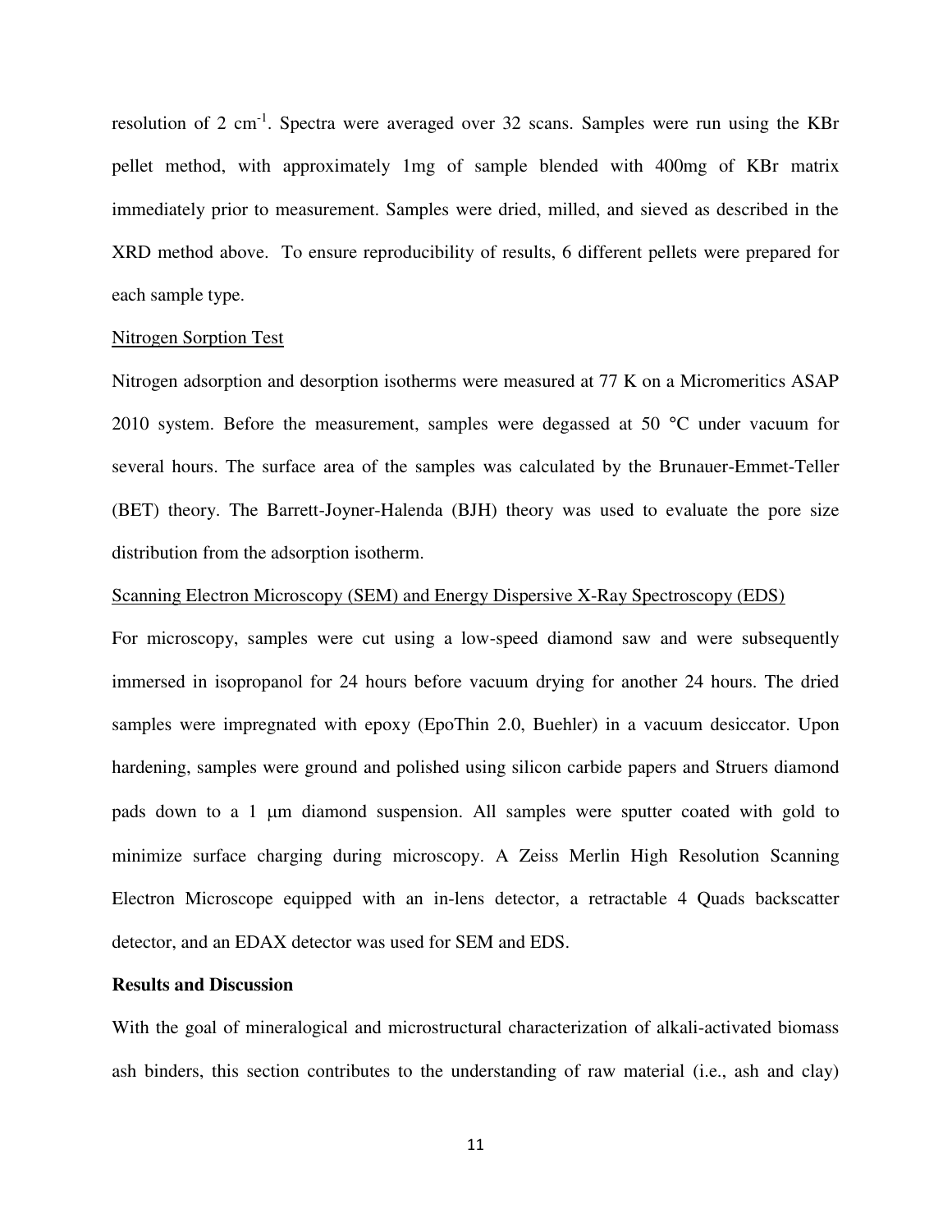resolution of 2 $cm^{-1}$. Spectra were averaged over 32 scans. Samples were run using the KBr pellet method, with approximately 1mg of sample blended with 400mg of KBr matrix immediately prior to measurement. Samples were dried, milled, and sieved as described in the XRD method above. To ensure reproducibility of results, 6 different pellets were prepared for each sample type.

<u>Nitrogen Sorption Test</u>

Nitrogen adsorption and desorption isotherms were measured at 77 K on a Micromeritics ASAP 2010 system. Before the measurement, samples were degassed at 50 °C under vacuum for several hours. The surface area of the samples was calculated by the Brunauer-Emmet-Teller (BET) theory. The Barrett-Joyner-Halenda (BJH) theory was used to evaluate the pore size distribution from the adsorption isotherm.

<u>Scanning Electron Microscopy (SEM) and Energy Dispersive X-Ray Spectroscopy (EDS)</u>

For microscopy, samples were cut using a low-speed diamond saw and were subsequently immersed in isopropanol for 24 hours before vacuum drying for another 24 hours. The dried samples were impregnated with epoxy (EpoThin 2.0, Buehler) in a vacuum desiccator. Upon hardening, samples were ground and polished using silicon carbide papers and Struers diamond pads down to a 1 μm diamond suspension. All samples were sputter coated with gold to minimize surface charging during microscopy. A Zeiss Merlin High Resolution Scanning Electron Microscope equipped with an in-lens detector, a retractable 4 Quads backscatter detector, and an EDAX detector was used for SEM and EDS.

**Results and Discussion**

With the goal of mineralogical and microstructural characterization of alkali-activated biomass ash binders, this section contributes to the understanding of raw material (i.e., ash and clay)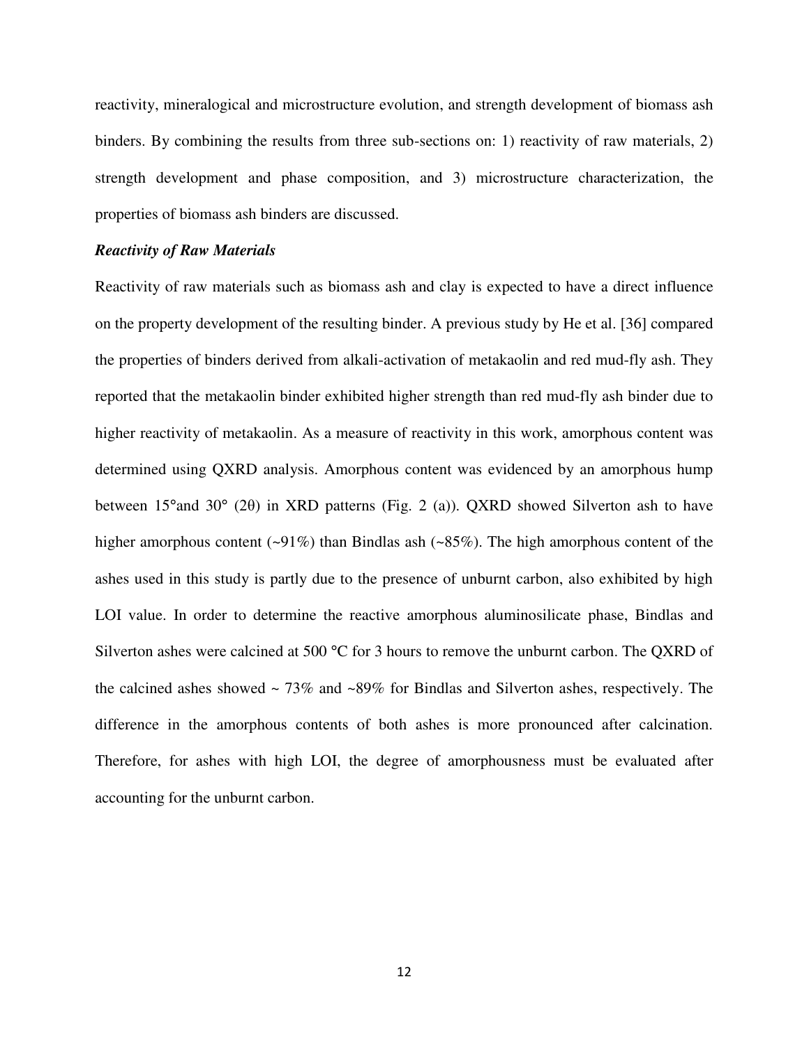reactivity, mineralogical and microstructure evolution, and strength development of biomass ash binders. By combining the results from three sub-sections on: 1) reactivity of raw materials, 2) strength development and phase composition, and 3) microstructure characterization, the properties of biomass ash binders are discussed.

### *Reactivity of Raw Materials*

Reactivity of raw materials such as biomass ash and clay is expected to have a direct influence on the property development of the resulting binder. A previous study by He et al. [36] compared the properties of binders derived from alkali-activation of metakaolin and red mud-fly ash. They reported that the metakaolin binder exhibited higher strength than red mud-fly ash binder due to higher reactivity of metakaolin. As a measure of reactivity in this work, amorphous content was determined using QXRD analysis. Amorphous content was evidenced by an amorphous hump between 15°and 30° (2θ) in XRD patterns (Fig. 2 (a)). QXRD showed Silverton ash to have higher amorphous content (~91%) than Bindlas ash (~85%). The high amorphous content of the ashes used in this study is partly due to the presence of unburnt carbon, also exhibited by high LOI value. In order to determine the reactive amorphous aluminosilicate phase, Bindlas and Silverton ashes were calcined at 500 °C for 3 hours to remove the unburnt carbon. The QXRD of the calcined ashes showed ~ 73% and ~89% for Bindlas and Silverton ashes, respectively. The difference in the amorphous contents of both ashes is more pronounced after calcination. Therefore, for ashes with high LOI, the degree of amorphousness must be evaluated after accounting for the unburnt carbon.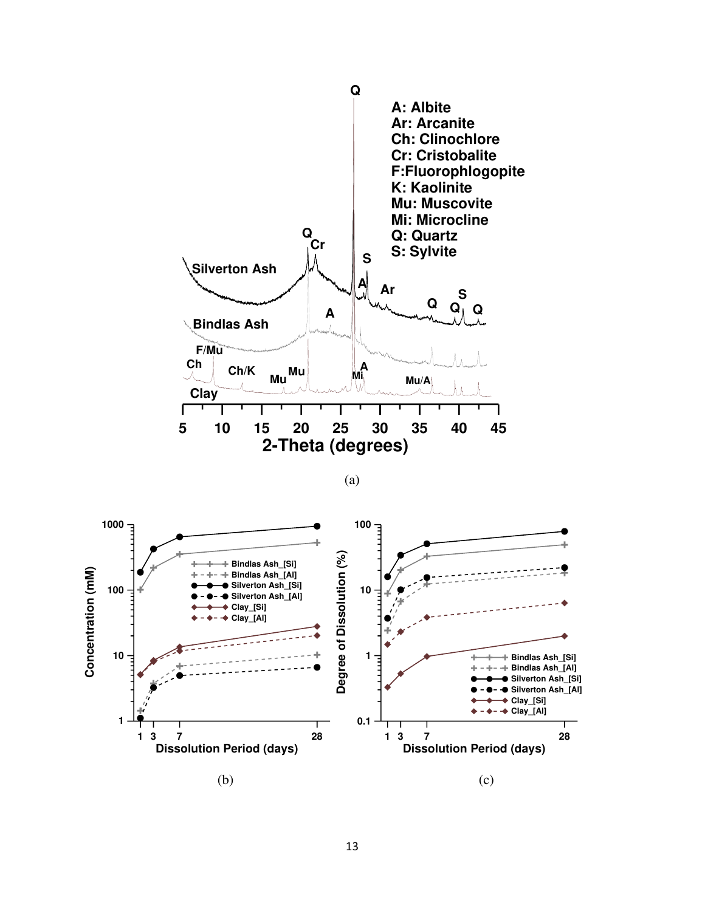(a)

(b)

(c)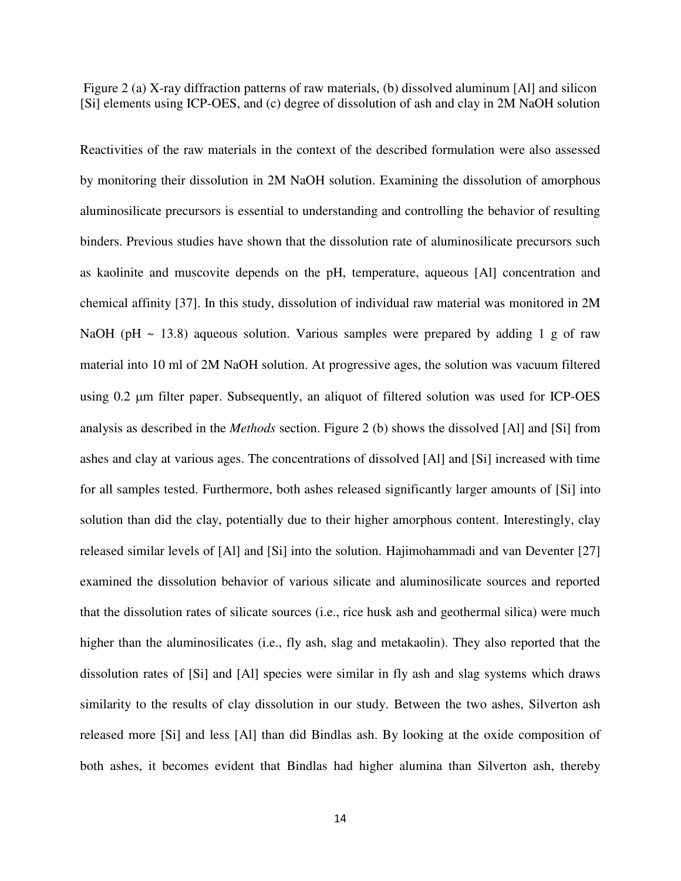Figure 2 (a) X-ray diffraction patterns of raw materials, (b) dissolved aluminum [Al] and silicon [Si] elements using ICP-OES, and (c) degree of dissolution of ash and clay in 2M NaOH solution

Reactivities of the raw materials in the context of the described formulation were also assessed by monitoring their dissolution in 2M NaOH solution. Examining the dissolution of amorphous aluminosilicate precursors is essential to understanding and controlling the behavior of resulting binders. Previous studies have shown that the dissolution rate of aluminosilicate precursors such as kaolinite and muscovite depends on the pH, temperature, aqueous [Al] concentration and chemical affinity [37]. In this study, dissolution of individual raw material was monitored in 2M NaOH (pH ~ 13.8) aqueous solution. Various samples were prepared by adding 1 g of raw material into 10 ml of 2M NaOH solution. At progressive ages, the solution was vacuum filtered using 0.2 μm filter paper. Subsequently, an aliquot of filtered solution was used for ICP-OES analysis as described in the *Methods* section. Figure 2 (b) shows the dissolved [Al] and [Si] from ashes and clay at various ages. The concentrations of dissolved [Al] and [Si] increased with time for all samples tested. Furthermore, both ashes released significantly larger amounts of [Si] into solution than did the clay, potentially due to their higher amorphous content. Interestingly, clay released similar levels of [Al] and [Si] into the solution. Hajimohammadi and van Deventer [27] examined the dissolution behavior of various silicate and aluminosilicate sources and reported that the dissolution rates of silicate sources (i.e., rice husk ash and geothermal silica) were much higher than the aluminosilicates (i.e., fly ash, slag and metakaolin). They also reported that the dissolution rates of [Si] and [Al] species were similar in fly ash and slag systems which draws similarity to the results of clay dissolution in our study. Between the two ashes, Silverton ash released more [Si] and less [Al] than did Bindlas ash. By looking at the oxide composition of both ashes, it becomes evident that Bindlas had higher alumina than Silverton ash, thereby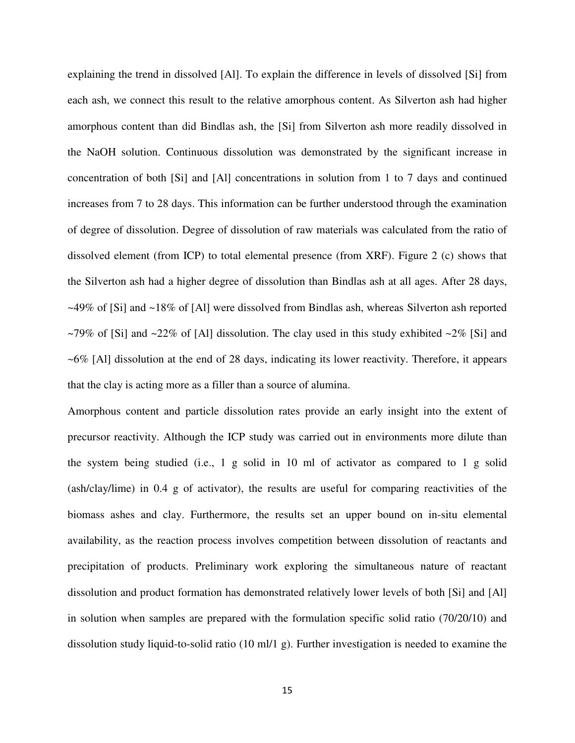explaining the trend in dissolved [Al]. To explain the difference in levels of dissolved [Si] from each ash, we connect this result to the relative amorphous content. As Silverton ash had higher amorphous content than did Bindlas ash, the [Si] from Silverton ash more readily dissolved in the NaOH solution. Continuous dissolution was demonstrated by the significant increase in concentration of both [Si] and [Al] concentrations in solution from 1 to 7 days and continued increases from 7 to 28 days. This information can be further understood through the examination of degree of dissolution. Degree of dissolution of raw materials was calculated from the ratio of dissolved element (from ICP) to total elemental presence (from XRF). Figure 2 (c) shows that the Silverton ash had a higher degree of dissolution than Bindlas ash at all ages. After 28 days, ~49% of [Si] and ~18% of [Al] were dissolved from Bindlas ash, whereas Silverton ash reported ~79% of [Si] and ~22% of [Al] dissolution. The clay used in this study exhibited ~2% [Si] and ~6% [Al] dissolution at the end of 28 days, indicating its lower reactivity. Therefore, it appears that the clay is acting more as a filler than a source of alumina.

Amorphous content and particle dissolution rates provide an early insight into the extent of precursor reactivity. Although the ICP study was carried out in environments more dilute than the system being studied (i.e., 1 g solid in 10 ml of activator as compared to 1 g solid (ash/clay/lime) in 0.4 g of activator), the results are useful for comparing reactivities of the biomass ashes and clay. Furthermore, the results set an upper bound on in-situ elemental availability, as the reaction process involves competition between dissolution of reactants and precipitation of products. Preliminary work exploring the simultaneous nature of reactant dissolution and product formation has demonstrated relatively lower levels of both [Si] and [Al] in solution when samples are prepared with the formulation specific solid ratio (70/20/10) and dissolution study liquid-to-solid ratio (10 ml/1 g). Further investigation is needed to examine the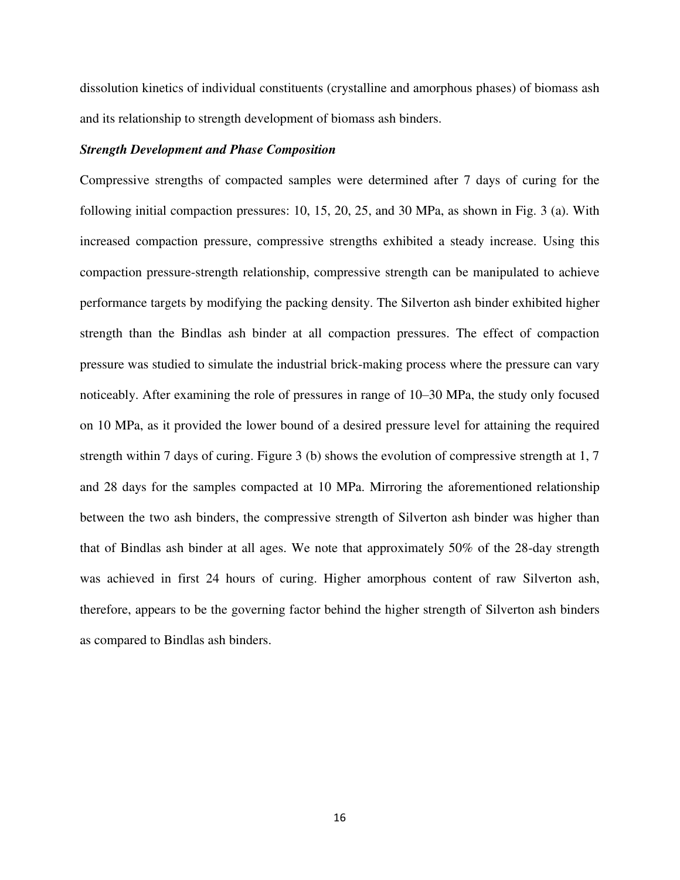dissolution kinetics of individual constituents (crystalline and amorphous phases) of biomass ash and its relationship to strength development of biomass ash binders.

***Strength Development and Phase Composition***

Compressive strengths of compacted samples were determined after 7 days of curing for the following initial compaction pressures: 10, 15, 20, 25, and 30 MPa, as shown in Fig. 3 (a). With increased compaction pressure, compressive strengths exhibited a steady increase. Using this compaction pressure-strength relationship, compressive strength can be manipulated to achieve performance targets by modifying the packing density. The Silverton ash binder exhibited higher strength than the Bindlas ash binder at all compaction pressures. The effect of compaction pressure was studied to simulate the industrial brick-making process where the pressure can vary noticeably. After examining the role of pressures in range of 10–30 MPa, the study only focused on 10 MPa, as it provided the lower bound of a desired pressure level for attaining the required strength within 7 days of curing. Figure 3 (b) shows the evolution of compressive strength at 1, 7 and 28 days for the samples compacted at 10 MPa. Mirroring the aforementioned relationship between the two ash binders, the compressive strength of Silverton ash binder was higher than that of Bindlas ash binder at all ages. We note that approximately 50% of the 28-day strength was achieved in first 24 hours of curing. Higher amorphous content of raw Silverton ash, therefore, appears to be the governing factor behind the higher strength of Silverton ash binders as compared to Bindlas ash binders.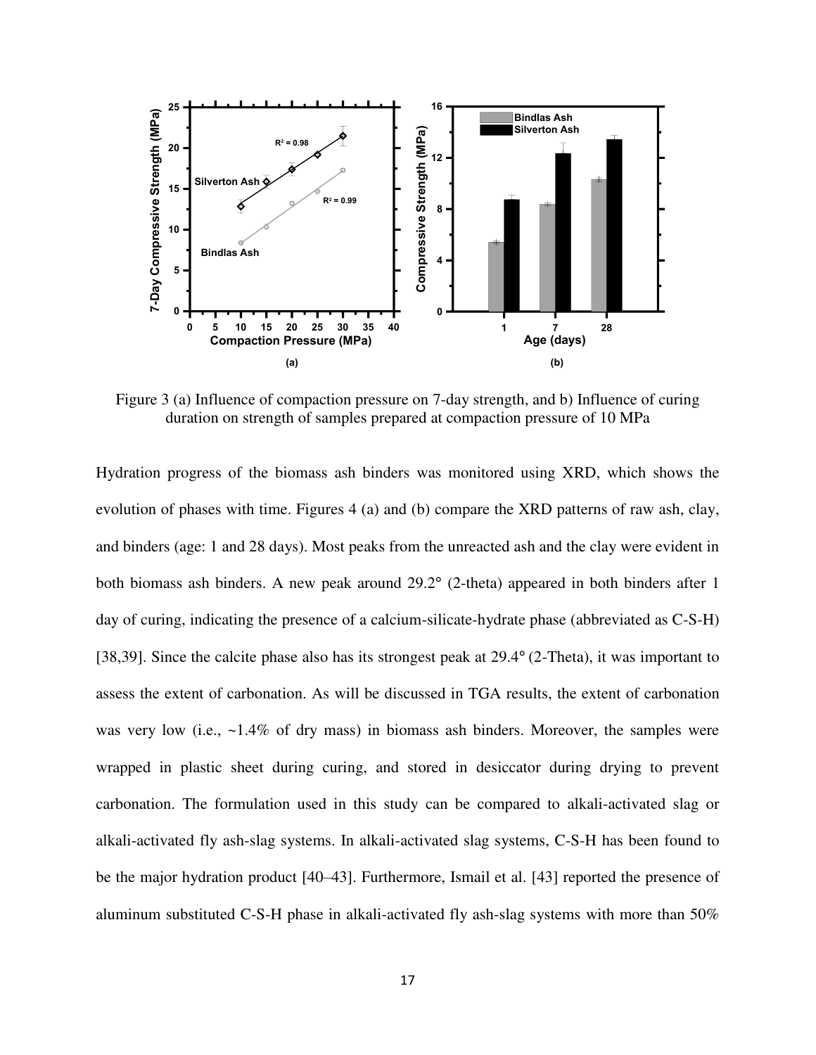Figure 3 (a) Influence of compaction pressure on 7-day strength, and b) Influence of curing duration on strength of samples prepared at compaction pressure of 10 MPa

Hydration progress of the biomass ash binders was monitored using XRD, which shows the evolution of phases with time. Figures 4 (a) and (b) compare the XRD patterns of raw ash, clay, and binders (age: 1 and 28 days). Most peaks from the unreacted ash and the clay were evident in both biomass ash binders. A new peak around 29.2° (2-theta) appeared in both binders after 1 day of curing, indicating the presence of a calcium-silicate-hydrate phase (abbreviated as C-S-H) [38,39]. Since the calcite phase also has its strongest peak at 29.4° (2-Theta), it was important to assess the extent of carbonation. As will be discussed in TGA results, the extent of carbonation was very low (i.e., ~1.4% of dry mass) in biomass ash binders. Moreover, the samples were wrapped in plastic sheet during curing, and stored in desiccator during drying to prevent carbonation. The formulation used in this study can be compared to alkali-activated slag or alkali-activated fly ash-slag systems. In alkali-activated slag systems, C-S-H has been found to be the major hydration product [40–43]. Furthermore, Ismail et al. [43] reported the presence of aluminum substituted C-S-H phase in alkali-activated fly ash-slag systems with more than 50%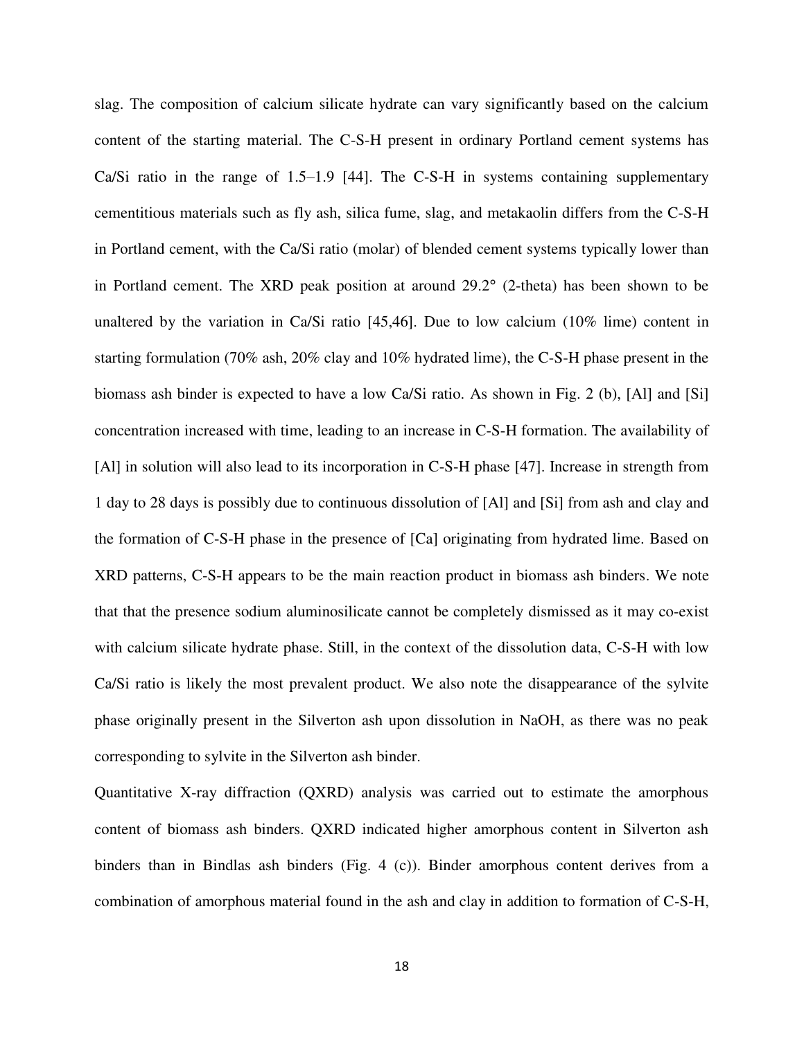slag. The composition of calcium silicate hydrate can vary significantly based on the calcium content of the starting material. The C-S-H present in ordinary Portland cement systems has Ca/Si ratio in the range of 1.5–1.9 [44]. The C-S-H in systems containing supplementary cementitious materials such as fly ash, silica fume, slag, and metakaolin differs from the C-S-H in Portland cement, with the Ca/Si ratio (molar) of blended cement systems typically lower than in Portland cement. The XRD peak position at around 29.2° (2-theta) has been shown to be unaltered by the variation in Ca/Si ratio [45,46]. Due to low calcium (10% lime) content in starting formulation (70% ash, 20% clay and 10% hydrated lime), the C-S-H phase present in the biomass ash binder is expected to have a low Ca/Si ratio. As shown in Fig. 2 (b), [Al] and [Si] concentration increased with time, leading to an increase in C-S-H formation. The availability of [Al] in solution will also lead to its incorporation in C-S-H phase [47]. Increase in strength from 1 day to 28 days is possibly due to continuous dissolution of [Al] and [Si] from ash and clay and the formation of C-S-H phase in the presence of [Ca] originating from hydrated lime. Based on XRD patterns, C-S-H appears to be the main reaction product in biomass ash binders. We note that that the presence sodium aluminosilicate cannot be completely dismissed as it may co-exist with calcium silicate hydrate phase. Still, in the context of the dissolution data, C-S-H with low Ca/Si ratio is likely the most prevalent product. We also note the disappearance of the sylvite phase originally present in the Silverton ash upon dissolution in NaOH, as there was no peak corresponding to sylvite in the Silverton ash binder.

Quantitative X-ray diffraction (QXRD) analysis was carried out to estimate the amorphous content of biomass ash binders. QXRD indicated higher amorphous content in Silverton ash binders than in Bindlas ash binders (Fig. 4 (c)). Binder amorphous content derives from a combination of amorphous material found in the ash and clay in addition to formation of C-S-H,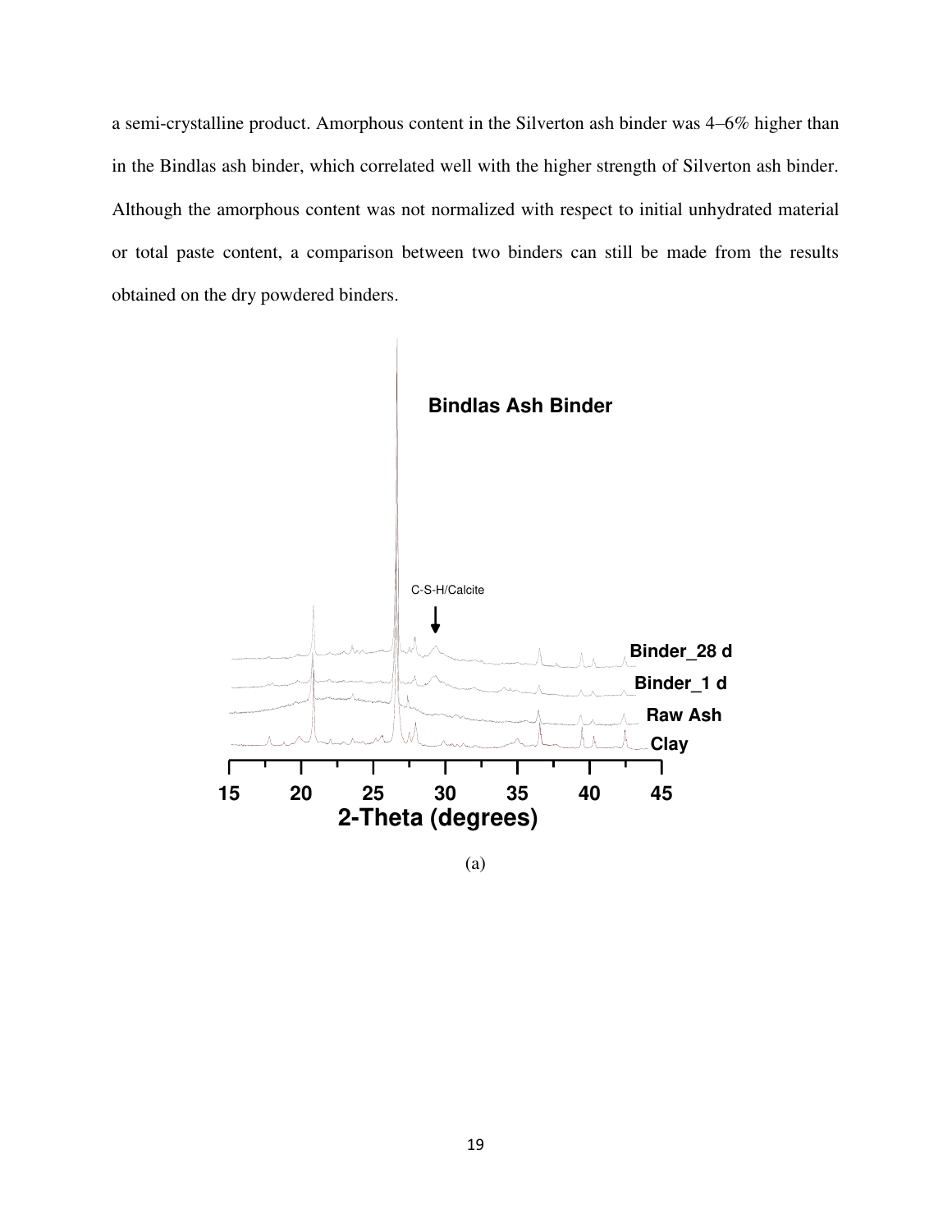a semi-crystalline product. Amorphous content in the Silverton ash binder was 4–6% higher than in the Bindlas ash binder, which correlated well with the higher strength of Silverton ash binder. Although the amorphous content was not normalized with respect to initial unhydrated material or total paste content, a comparison between two binders can still be made from the results obtained on the dry powdered binders.

(a)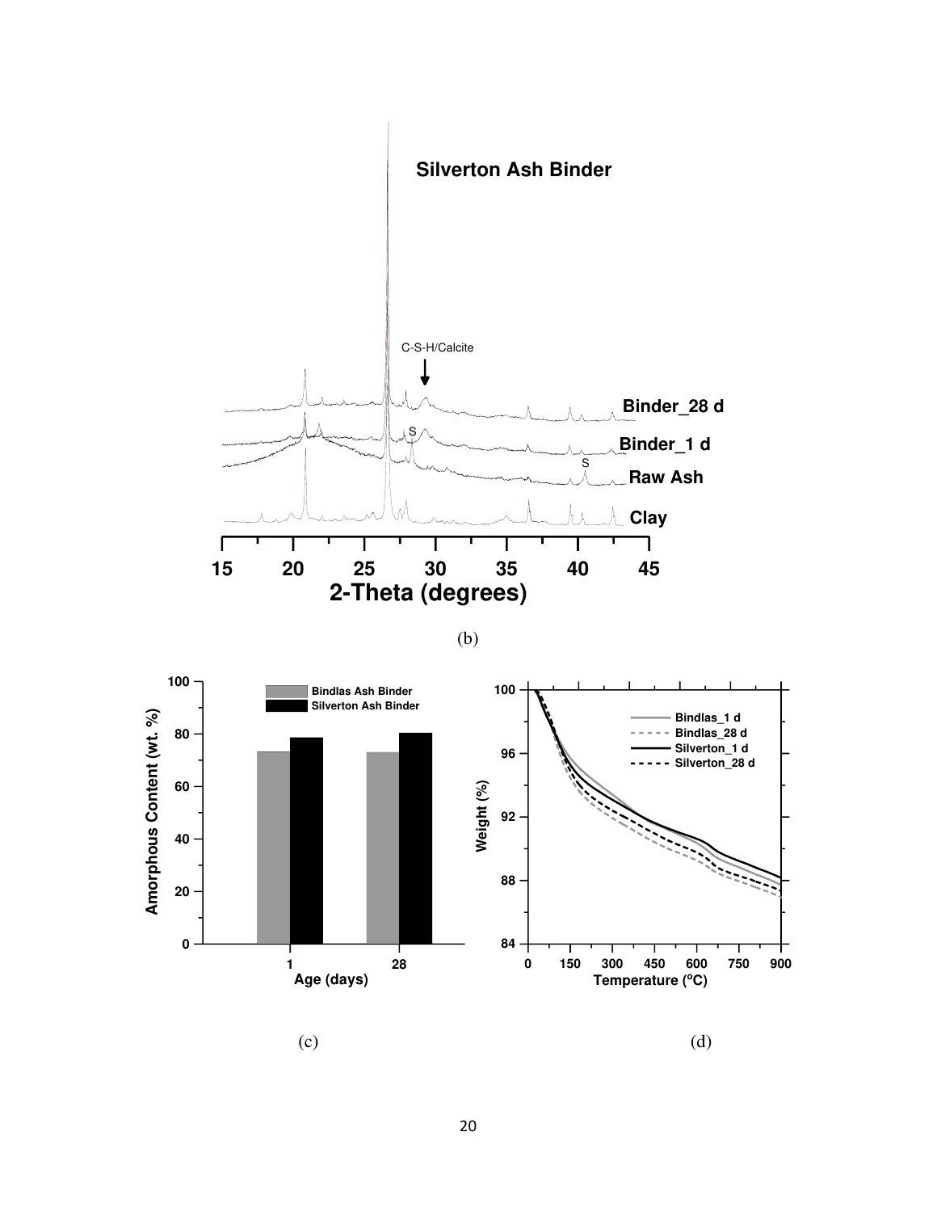(b)

(c)

(d)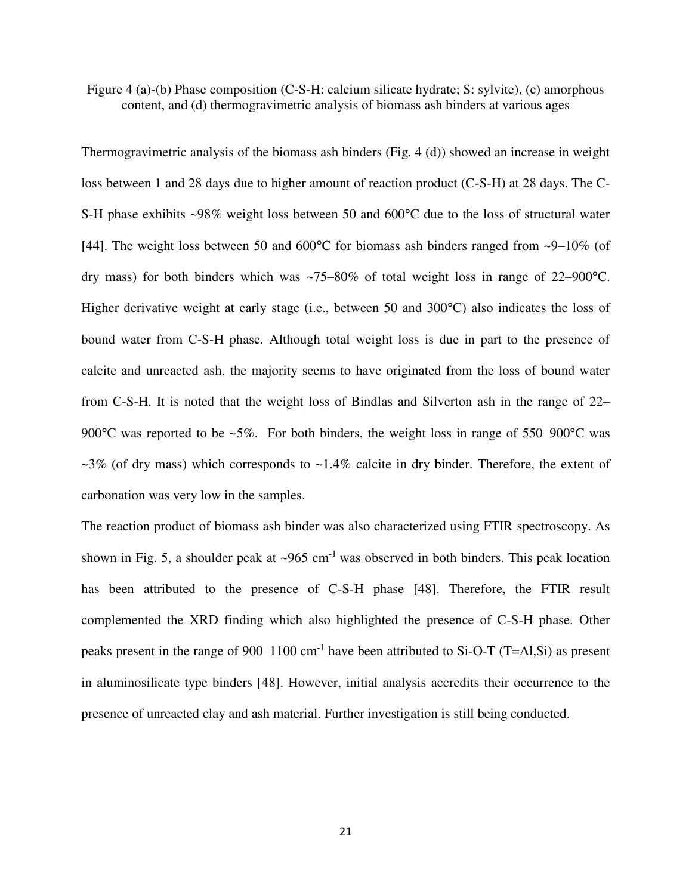Figure 4 (a)-(b) Phase composition (C-S-H: calcium silicate hydrate; S: sylvite), (c) amorphous content, and (d) thermogravimetric analysis of biomass ash binders at various ages

Thermogravimetric analysis of the biomass ash binders (Fig. 4 (d)) showed an increase in weight loss between 1 and 28 days due to higher amount of reaction product (C-S-H) at 28 days. The C-S-H phase exhibits ~98% weight loss between 50 and 600°C due to the loss of structural water [44]. The weight loss between 50 and 600°C for biomass ash binders ranged from ~9–10% (of dry mass) for both binders which was ~75–80% of total weight loss in range of 22–900°C. Higher derivative weight at early stage (i.e., between 50 and 300°C) also indicates the loss of bound water from C-S-H phase. Although total weight loss is due in part to the presence of calcite and unreacted ash, the majority seems to have originated from the loss of bound water from C-S-H. It is noted that the weight loss of Bindlas and Silverton ash in the range of 22–900°C was reported to be ~5%. For both binders, the weight loss in range of 550–900°C was ~3% (of dry mass) which corresponds to ~1.4% calcite in dry binder. Therefore, the extent of carbonation was very low in the samples.

The reaction product of biomass ash binder was also characterized using FTIR spectroscopy. As shown in Fig. 5, a shoulder peak at ~965 $cm^{-1}$ was observed in both binders. This peak location has been attributed to the presence of C-S-H phase [48]. Therefore, the FTIR result complemented the XRD finding which also highlighted the presence of C-S-H phase. Other peaks present in the range of 900–1100 $cm^{-1}$ have been attributed to Si-O-T (T=Al,Si) as present in aluminosilicate type binders [48]. However, initial analysis accredits their occurrence to the presence of unreacted clay and ash material. Further investigation is still being conducted.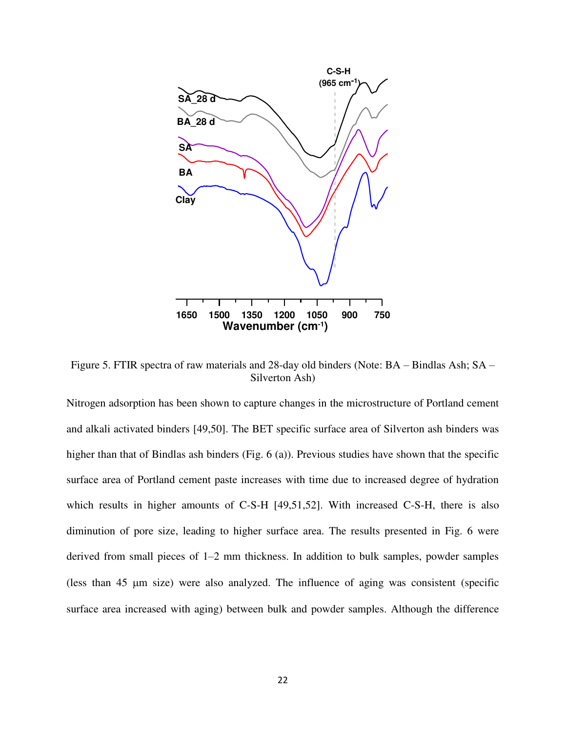Figure 5. FTIR spectra of raw materials and 28-day old binders (Note: BA – Bindlas Ash; SA – Silverton Ash)

Nitrogen adsorption has been shown to capture changes in the microstructure of Portland cement and alkali activated binders [49,50]. The BET specific surface area of Silverton ash binders was higher than that of Bindlas ash binders (Fig. 6 (a)). Previous studies have shown that the specific surface area of Portland cement paste increases with time due to increased degree of hydration which results in higher amounts of C-S-H [49,51,52]. With increased C-S-H, there is also diminution of pore size, leading to higher surface area. The results presented in Fig. 6 were derived from small pieces of 1–2 mm thickness. In addition to bulk samples, powder samples (less than 45 μm size) were also analyzed. The influence of aging was consistent (specific surface area increased with aging) between bulk and powder samples. Although the difference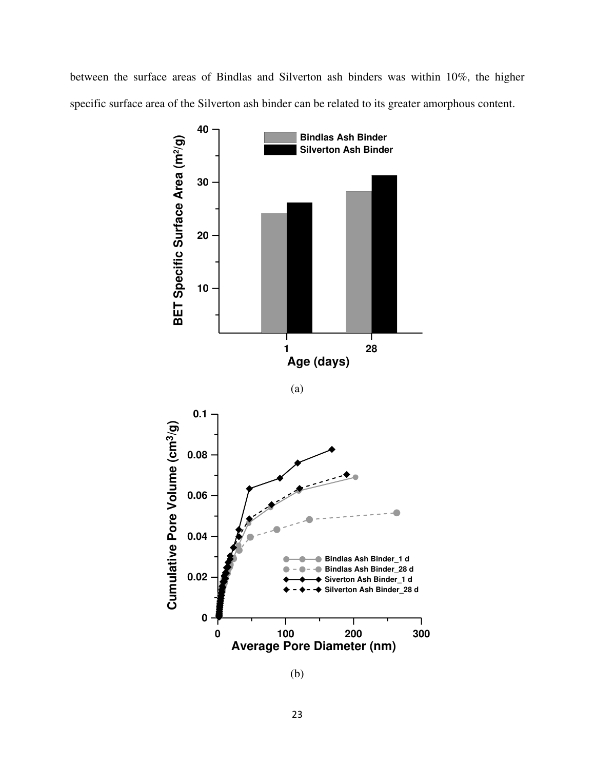between the surface areas of Bindlas and Silverton ash binders was within 10%, the higher specific surface area of the Silverton ash binder can be related to its greater amorphous content.

(a)

(b)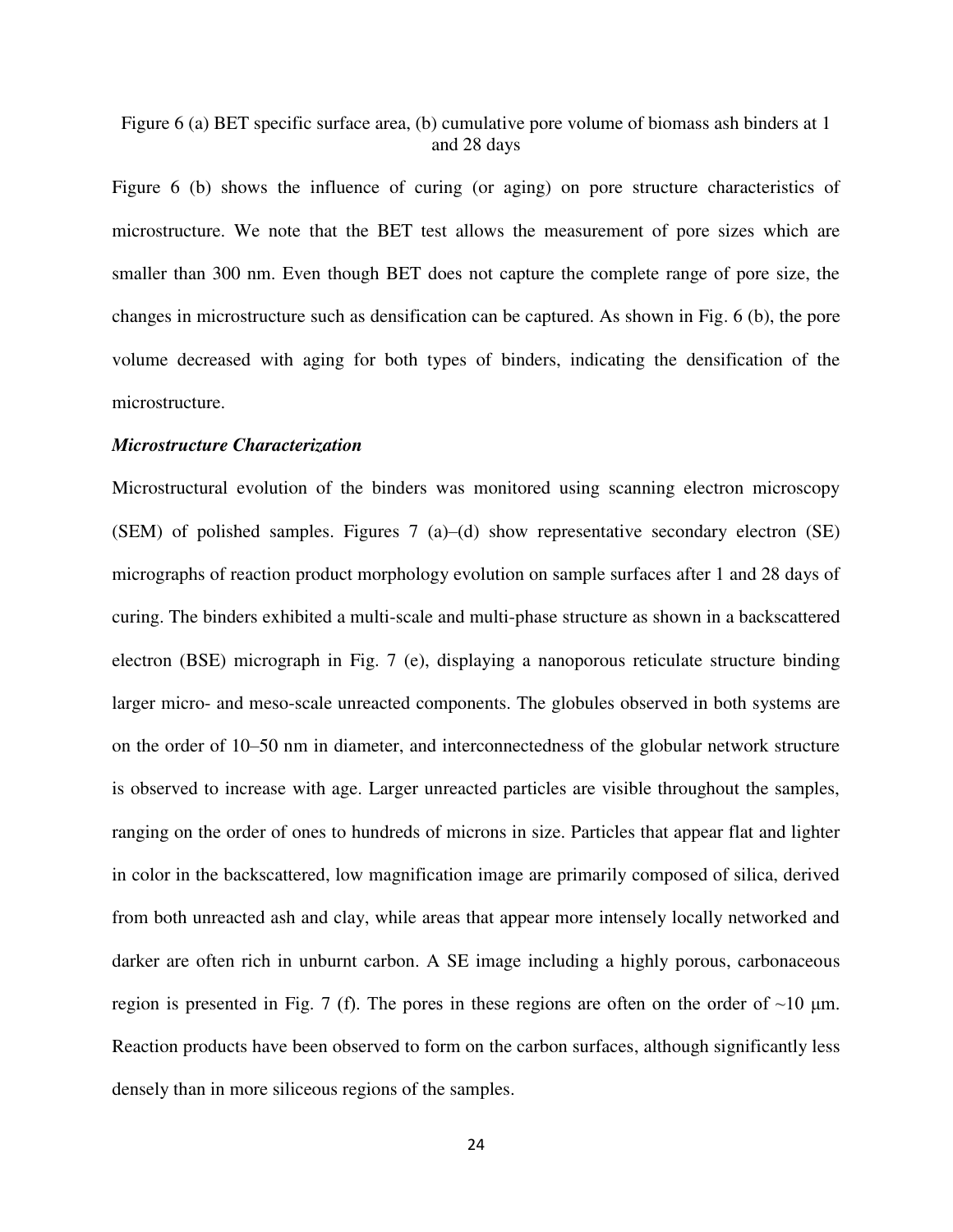Figure 6 (a) BET specific surface area, (b) cumulative pore volume of biomass ash binders at 1 and 28 days

Figure 6 (b) shows the influence of curing (or aging) on pore structure characteristics of microstructure. We note that the BET test allows the measurement of pore sizes which are smaller than 300 nm. Even though BET does not capture the complete range of pore size, the changes in microstructure such as densification can be captured. As shown in Fig. 6 (b), the pore volume decreased with aging for both types of binders, indicating the densification of the microstructure.

***Microstructure Characterization***

Microstructural evolution of the binders was monitored using scanning electron microscopy (SEM) of polished samples. Figures 7 (a)–(d) show representative secondary electron (SE) micrographs of reaction product morphology evolution on sample surfaces after 1 and 28 days of curing. The binders exhibited a multi-scale and multi-phase structure as shown in a backscattered electron (BSE) micrograph in Fig. 7 (e), displaying a nanoporous reticulate structure binding larger micro- and meso-scale unreacted components. The globules observed in both systems are on the order of 10–50 nm in diameter, and interconnectedness of the globular network structure is observed to increase with age. Larger unreacted particles are visible throughout the samples, ranging on the order of ones to hundreds of microns in size. Particles that appear flat and lighter in color in the backscattered, low magnification image are primarily composed of silica, derived from both unreacted ash and clay, while areas that appear more intensely locally networked and darker are often rich in unburnt carbon. A SE image including a highly porous, carbonaceous region is presented in Fig. 7 (f). The pores in these regions are often on the order of ~10 μm. Reaction products have been observed to form on the carbon surfaces, although significantly less densely than in more siliceous regions of the samples.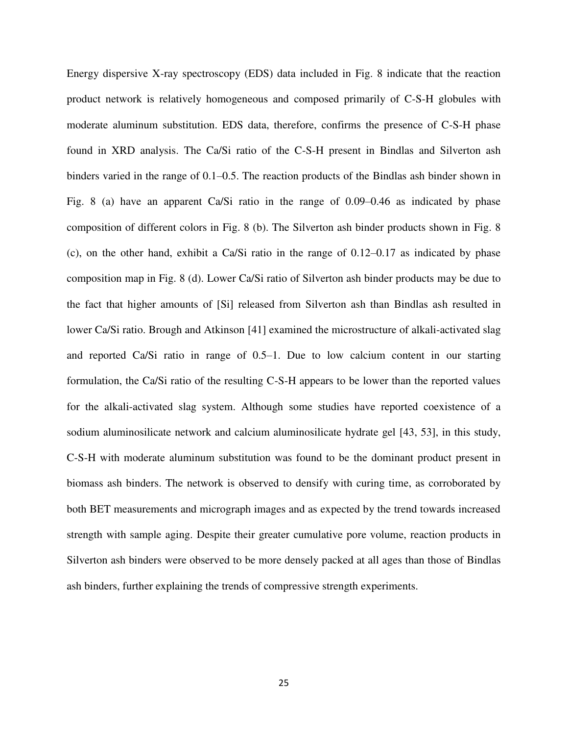Energy dispersive X-ray spectroscopy (EDS) data included in Fig. 8 indicate that the reaction product network is relatively homogeneous and composed primarily of C-S-H globules with moderate aluminum substitution. EDS data, therefore, confirms the presence of C-S-H phase found in XRD analysis. The Ca/Si ratio of the C-S-H present in Bindlas and Silverton ash binders varied in the range of 0.1–0.5. The reaction products of the Bindlas ash binder shown in Fig. 8 (a) have an apparent Ca/Si ratio in the range of 0.09–0.46 as indicated by phase composition of different colors in Fig. 8 (b). The Silverton ash binder products shown in Fig. 8 (c), on the other hand, exhibit a Ca/Si ratio in the range of 0.12–0.17 as indicated by phase composition map in Fig. 8 (d). Lower Ca/Si ratio of Silverton ash binder products may be due to the fact that higher amounts of [Si] released from Silverton ash than Bindlas ash resulted in lower Ca/Si ratio. Brough and Atkinson [41] examined the microstructure of alkali-activated slag and reported Ca/Si ratio in range of 0.5–1. Due to low calcium content in our starting formulation, the Ca/Si ratio of the resulting C-S-H appears to be lower than the reported values for the alkali-activated slag system. Although some studies have reported coexistence of a sodium aluminosilicate network and calcium aluminosilicate hydrate gel [43, 53], in this study, C-S-H with moderate aluminum substitution was found to be the dominant product present in biomass ash binders. The network is observed to densify with curing time, as corroborated by both BET measurements and micrograph images and as expected by the trend towards increased strength with sample aging. Despite their greater cumulative pore volume, reaction products in Silverton ash binders were observed to be more densely packed at all ages than those of Bindlas ash binders, further explaining the trends of compressive strength experiments.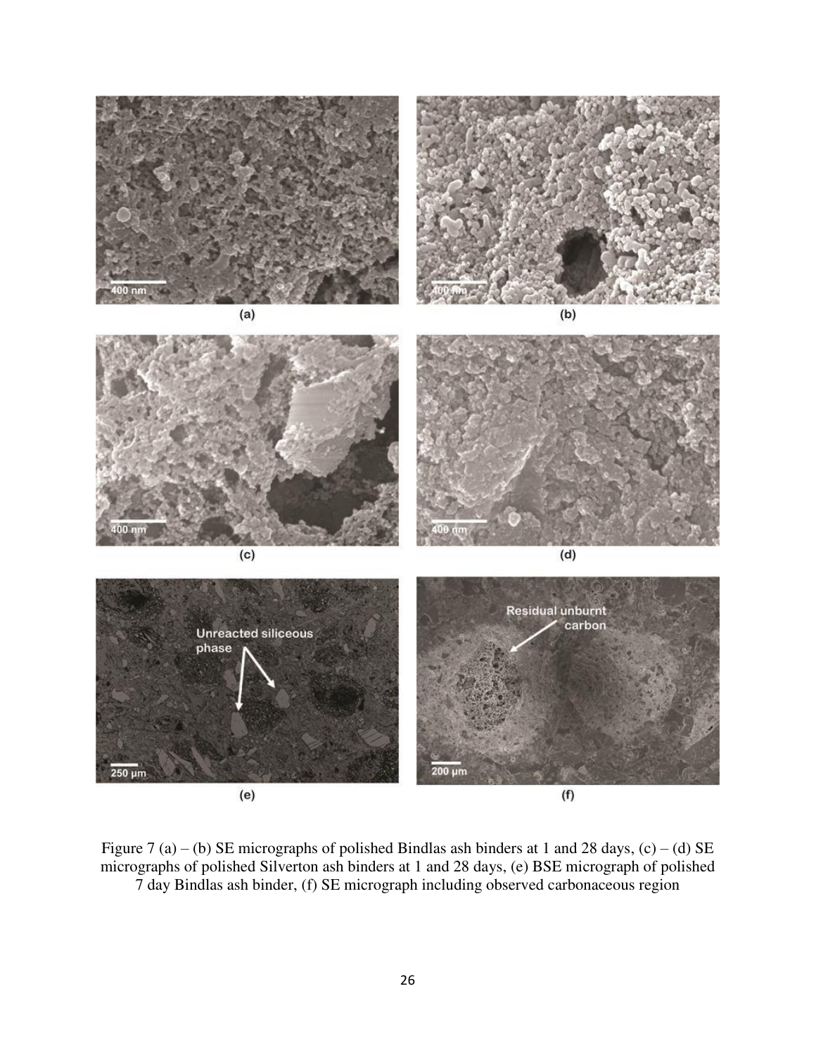Figure 7 (a) – (b) SE micrographs of polished Bindlas ash binders at 1 and 28 days, (c) – (d) SE micrographs of polished Silverton ash binders at 1 and 28 days, (e) BSE micrograph of polished 7 day Bindlas ash binder, (f) SE micrograph including observed carbonaceous region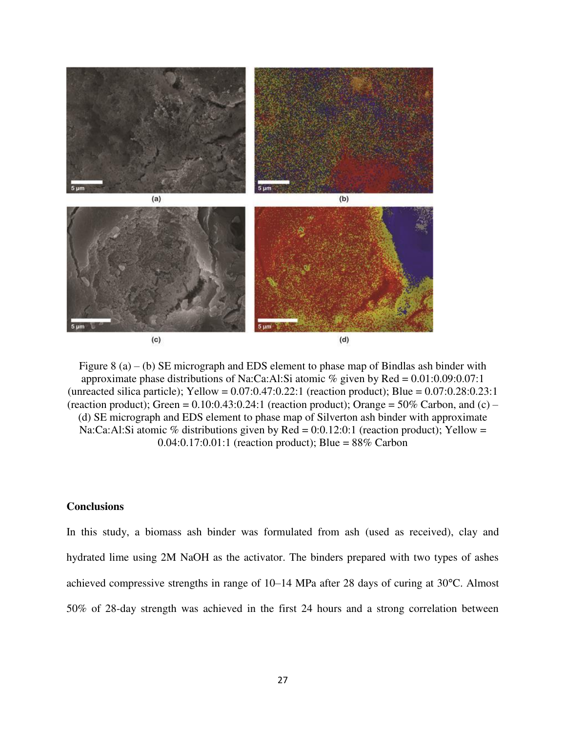Figure 8 (a) – (b) SE micrograph and EDS element to phase map of Bindlas ash binder with approximate phase distributions of Na:Ca:Al:Si atomic % given by Red = 0.01:0.09:0.07:1 (unreacted silica particle); Yellow = 0.07:0.47:0.22:1 (reaction product); Blue = 0.07:0.28:0.23:1 (reaction product); Green = 0.10:0.43:0.24:1 (reaction product); Orange = 50% Carbon, and (c) – (d) SE micrograph and EDS element to phase map of Silverton ash binder with approximate Na:Ca:Al:Si atomic % distributions given by Red = 0:0.12:0:1 (reaction product); Yellow = 0.04:0.17:0.01:1 (reaction product); Blue = 88% Carbon

**Conclusions**

In this study, a biomass ash binder was formulated from ash (used as received), clay and hydrated lime using 2M NaOH as the activator. The binders prepared with two types of ashes achieved compressive strengths in range of 10–14 MPa after 28 days of curing at 30°C. Almost 50% of 28-day strength was achieved in the first 24 hours and a strong correlation between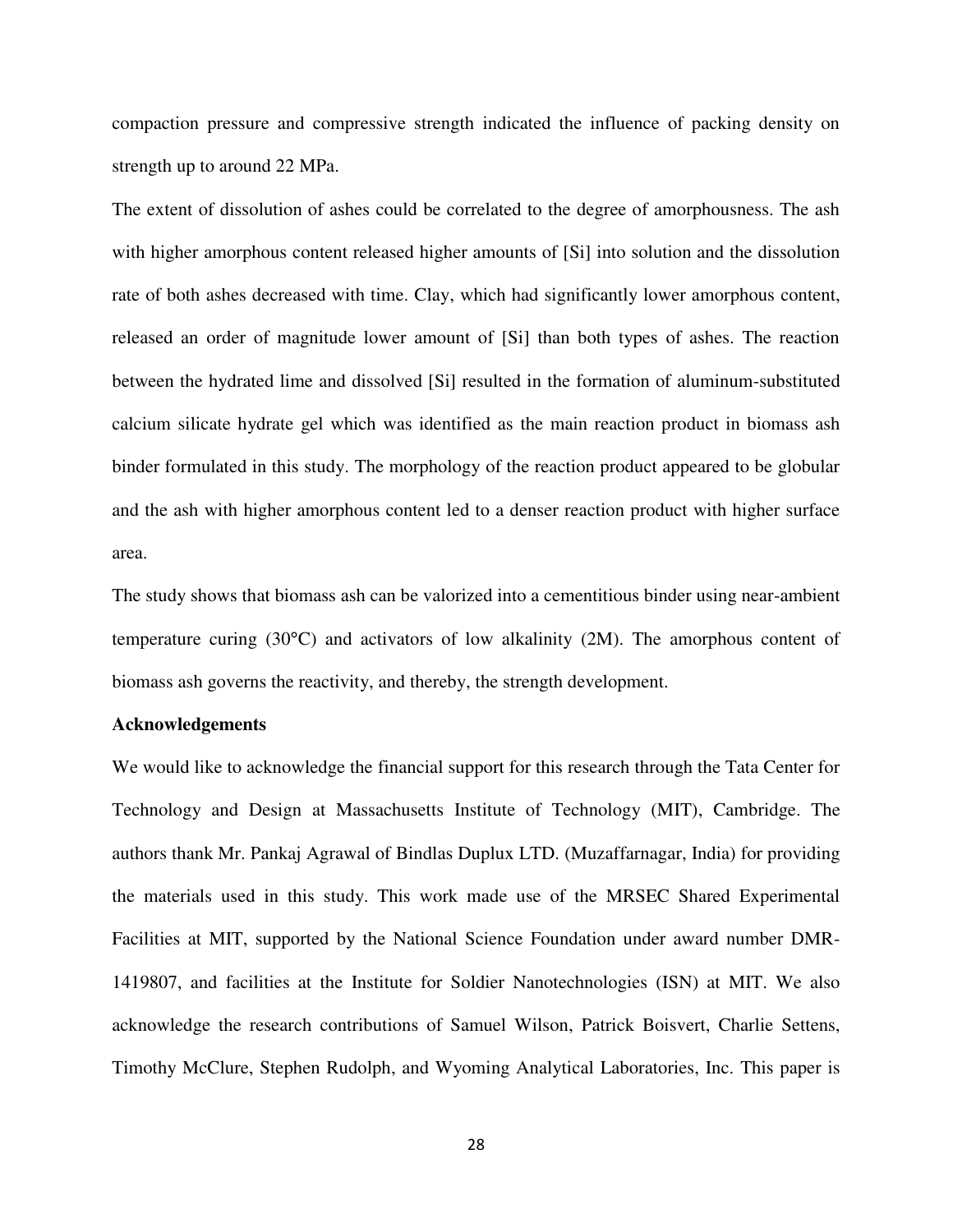compaction pressure and compressive strength indicated the influence of packing density on strength up to around 22 MPa.

The extent of dissolution of ashes could be correlated to the degree of amorphousness. The ash with higher amorphous content released higher amounts of [Si] into solution and the dissolution rate of both ashes decreased with time. Clay, which had significantly lower amorphous content, released an order of magnitude lower amount of [Si] than both types of ashes. The reaction between the hydrated lime and dissolved [Si] resulted in the formation of aluminum-substituted calcium silicate hydrate gel which was identified as the main reaction product in biomass ash binder formulated in this study. The morphology of the reaction product appeared to be globular and the ash with higher amorphous content led to a denser reaction product with higher surface area.

The study shows that biomass ash can be valorized into a cementitious binder using near-ambient temperature curing (30°C) and activators of low alkalinity (2M). The amorphous content of biomass ash governs the reactivity, and thereby, the strength development.

**Acknowledgements**

We would like to acknowledge the financial support for this research through the Tata Center for Technology and Design at Massachusetts Institute of Technology (MIT), Cambridge. The authors thank Mr. Pankaj Agrawal of Bindlas Duplux LTD. (Muzaffarnagar, India) for providing the materials used in this study. This work made use of the MRSEC Shared Experimental Facilities at MIT, supported by the National Science Foundation under award number DMR-1419807, and facilities at the Institute for Soldier Nanotechnologies (ISN) at MIT. We also acknowledge the research contributions of Samuel Wilson, Patrick Boisvert, Charlie Settens, Timothy McClure, Stephen Rudolph, and Wyoming Analytical Laboratories, Inc. This paper is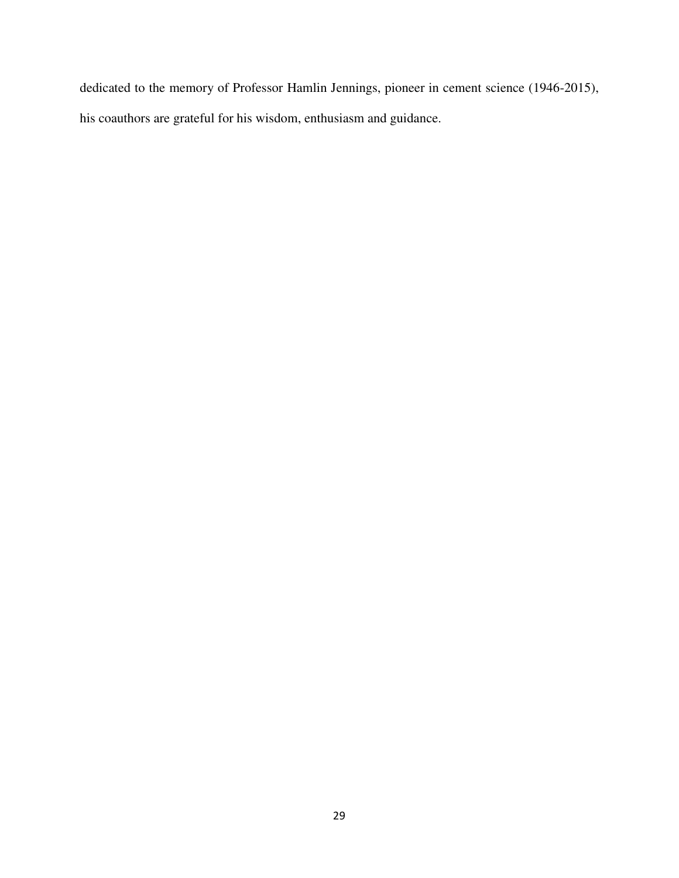dedicated to the memory of Professor Hamlin Jennings, pioneer in cement science (1946-2015), his coauthors are grateful for his wisdom, enthusiasm and guidance.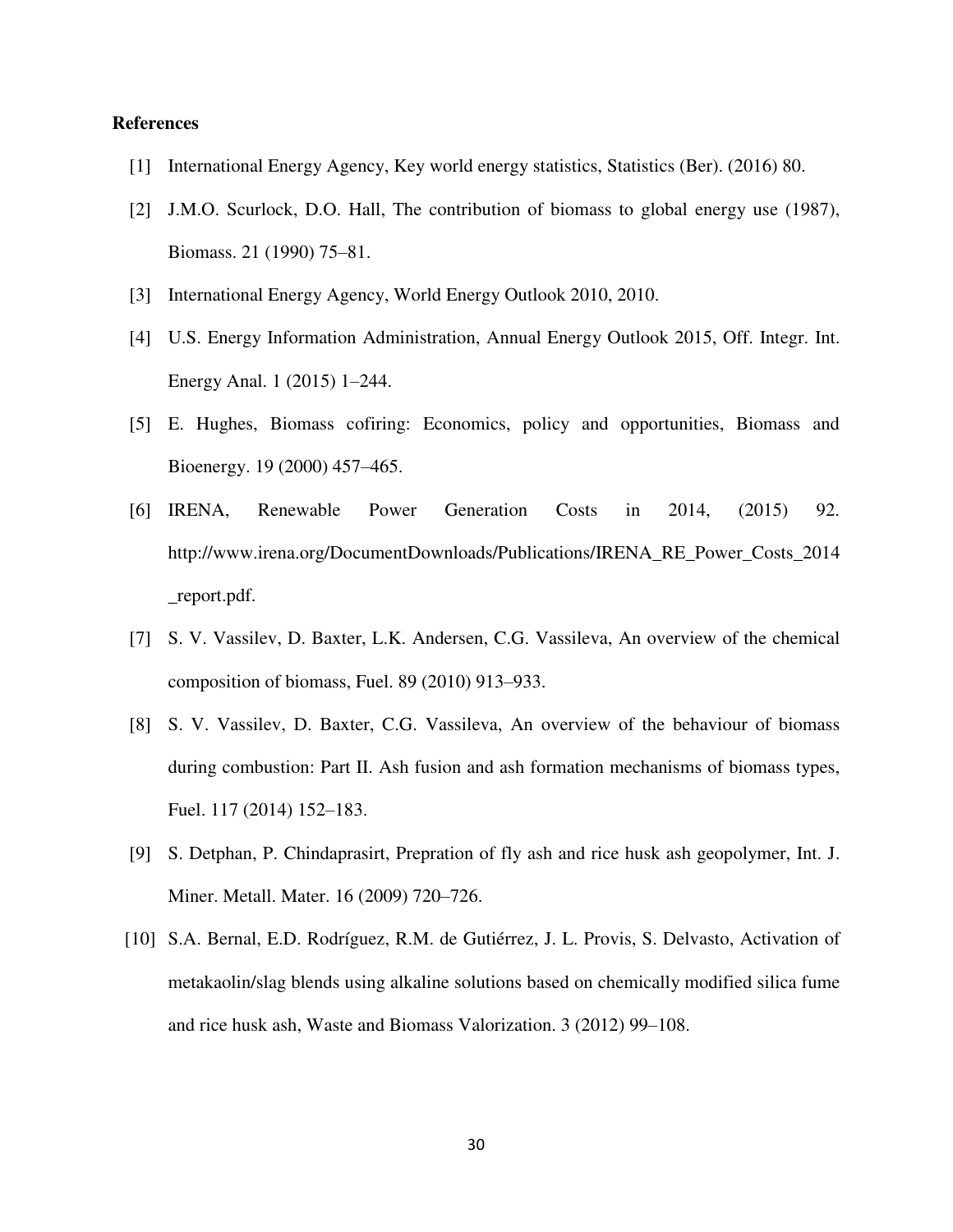**References**

[1] International Energy Agency, Key world energy statistics, Statistics (Ber). (2016) 80.

[2] J.M.O. Scurlock, D.O. Hall, The contribution of biomass to global energy use (1987), Biomass. 21 (1990) 75–81.

[3] International Energy Agency, World Energy Outlook 2010, 2010.

[4] U.S. Energy Information Administration, Annual Energy Outlook 2015, Off. Integr. Int. Energy Anal. 1 (2015) 1–244.

[5] E. Hughes, Biomass cofiring: Economics, policy and opportunities, Biomass and Bioenergy. 19 (2000) 457–465.

[6] IRENA, Renewable Power Generation Costs in 2014, (2015) 92. http://www.irena.org/DocumentDownloads/Publications/IRENA_RE_Power_Costs_2014_report.pdf.

[7] S. V. Vassilev, D. Baxter, L.K. Andersen, C.G. Vassileva, An overview of the chemical composition of biomass, Fuel. 89 (2010) 913–933.

[8] S. V. Vassilev, D. Baxter, C.G. Vassileva, An overview of the behaviour of biomass during combustion: Part II. Ash fusion and ash formation mechanisms of biomass types, Fuel. 117 (2014) 152–183.

[9] S. Detphan, P. Chindaprasirt, Prepration of fly ash and rice husk ash geopolymer, Int. J. Miner. Metall. Mater. 16 (2009) 720–726.

[10] S.A. Bernal, E.D. Rodríguez, R.M. de Gutiérrez, J. L. Provis, S. Delvasto, Activation of metakaolin/slag blends using alkaline solutions based on chemically modified silica fume and rice husk ash, Waste and Biomass Valorization. 3 (2012) 99–108.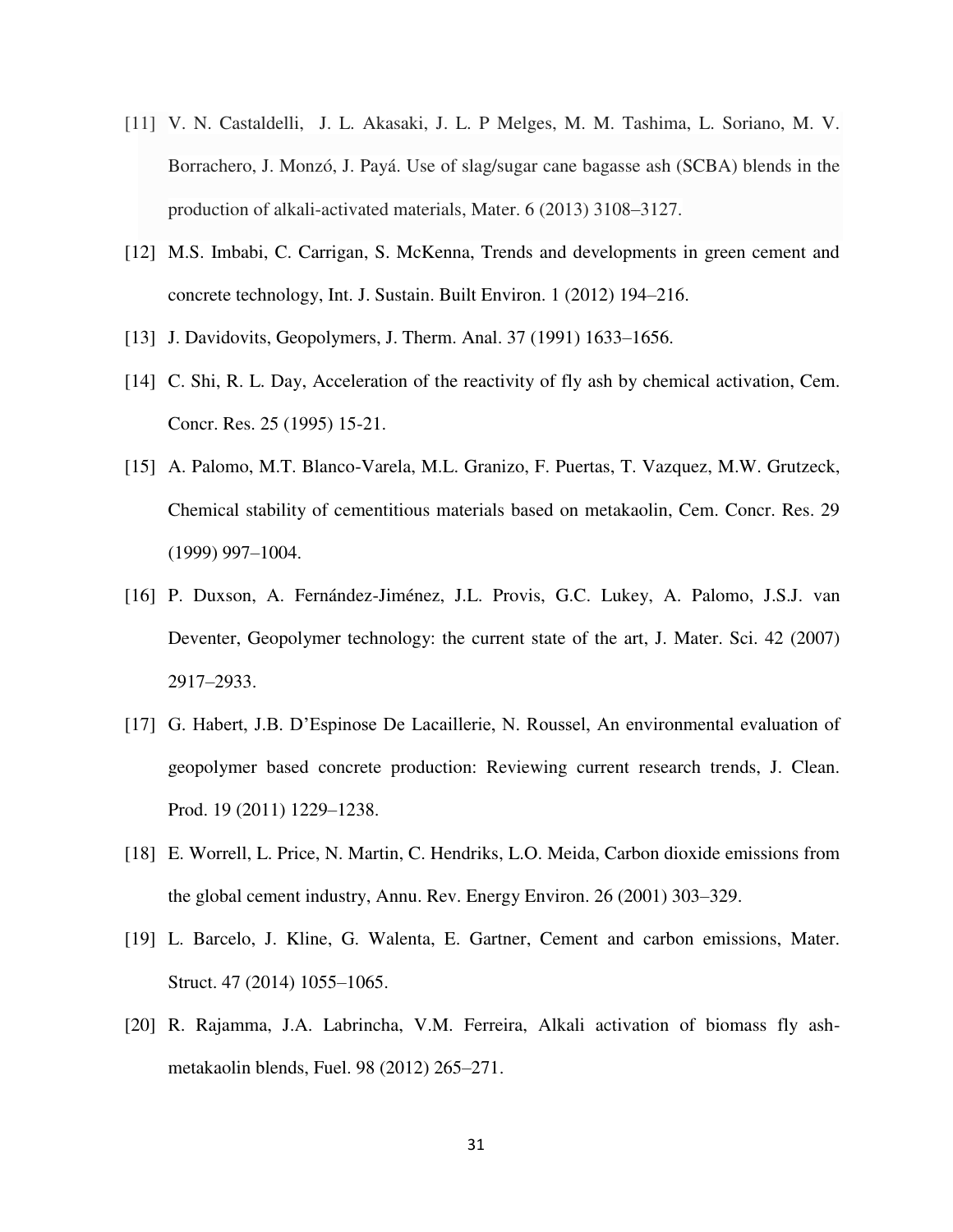[11] V. N. Castaldelli, J. L. Akasaki, J. L. P Melges, M. M. Tashima, L. Soriano, M. V. Borrachero, J. Monzó, J. Payá. Use of slag/sugar cane bagasse ash (SCBA) blends in the production of alkali-activated materials, Mater. 6 (2013) 3108–3127.

[12] M.S. Imbabi, C. Carrigan, S. McKenna, Trends and developments in green cement and concrete technology, Int. J. Sustain. Built Environ. 1 (2012) 194–216.

[13] J. Davidovits, Geopolymers, J. Therm. Anal. 37 (1991) 1633–1656.

[14] C. Shi, R. L. Day, Acceleration of the reactivity of fly ash by chemical activation, Cem. Concr. Res. 25 (1995) 15-21.

[15] A. Palomo, M.T. Blanco-Varela, M.L. Granizo, F. Puertas, T. Vazquez, M.W. Grutzeck, Chemical stability of cementitious materials based on metakaolin, Cem. Concr. Res. 29 (1999) 997–1004.

[16] P. Duxson, A. Fernández-Jiménez, J.L. Provis, G.C. Lukey, A. Palomo, J.S.J. van Deventer, Geopolymer technology: the current state of the art, J. Mater. Sci. 42 (2007) 2917–2933.

[17] G. Habert, J.B. D'Espinose De Lacaillerie, N. Roussel, An environmental evaluation of geopolymer based concrete production: Reviewing current research trends, J. Clean. Prod. 19 (2011) 1229–1238.

[18] E. Worrell, L. Price, N. Martin, C. Hendriks, L.O. Meida, Carbon dioxide emissions from the global cement industry, Annu. Rev. Energy Environ. 26 (2001) 303–329.

[19] L. Barcelo, J. Kline, G. Walenta, E. Gartner, Cement and carbon emissions, Mater. Struct. 47 (2014) 1055–1065.

[20] R. Rajamma, J.A. Labrincha, V.M. Ferreira, Alkali activation of biomass fly ash-metakaolin blends, Fuel. 98 (2012) 265–271.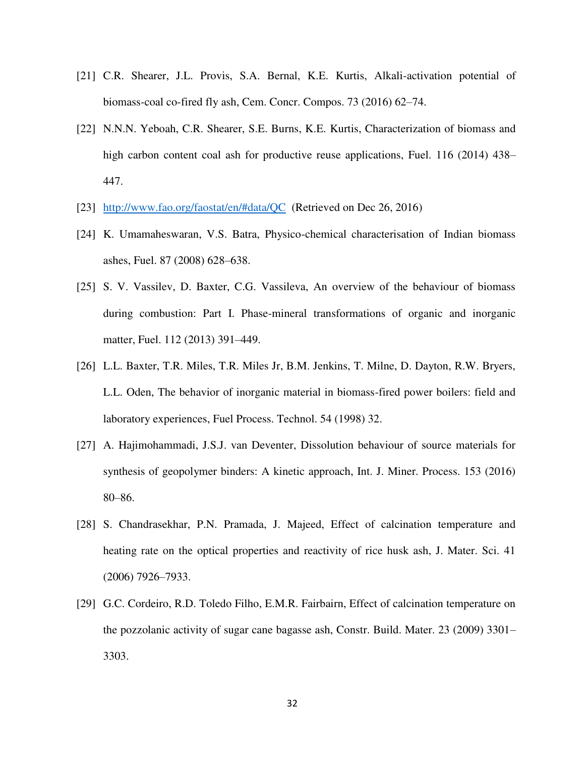[21] C.R. Shearer, J.L. Provis, S.A. Bernal, K.E. Kurtis, Alkali-activation potential of biomass-coal co-fired fly ash, Cem. Concr. Compos. 73 (2016) 62–74.

[22] N.N.N. Yeboah, C.R. Shearer, S.E. Burns, K.E. Kurtis, Characterization of biomass and high carbon content coal ash for productive reuse applications, Fuel. 116 (2014) 438–447.

[23] http://www.fao.org/faostat/en/#data/QC (Retrieved on Dec 26, 2016)

[24] K. Umamaheswaran, V.S. Batra, Physico-chemical characterisation of Indian biomass ashes, Fuel. 87 (2008) 628–638.

[25] S. V. Vassilev, D. Baxter, C.G. Vassileva, An overview of the behaviour of biomass during combustion: Part I. Phase-mineral transformations of organic and inorganic matter, Fuel. 112 (2013) 391–449.

[26] L.L. Baxter, T.R. Miles, T.R. Miles Jr, B.M. Jenkins, T. Milne, D. Dayton, R.W. Bryers, L.L. Oden, The behavior of inorganic material in biomass-fired power boilers: field and laboratory experiences, Fuel Process. Technol. 54 (1998) 32.

[27] A. Hajimohammadi, J.S.J. van Deventer, Dissolution behaviour of source materials for synthesis of geopolymer binders: A kinetic approach, Int. J. Miner. Process. 153 (2016) 80–86.

[28] S. Chandrasekhar, P.N. Pramada, J. Majeed, Effect of calcination temperature and heating rate on the optical properties and reactivity of rice husk ash, J. Mater. Sci. 41 (2006) 7926–7933.

[29] G.C. Cordeiro, R.D. Toledo Filho, E.M.R. Fairbairn, Effect of calcination temperature on the pozzolanic activity of sugar cane bagasse ash, Constr. Build. Mater. 23 (2009) 3301–3303.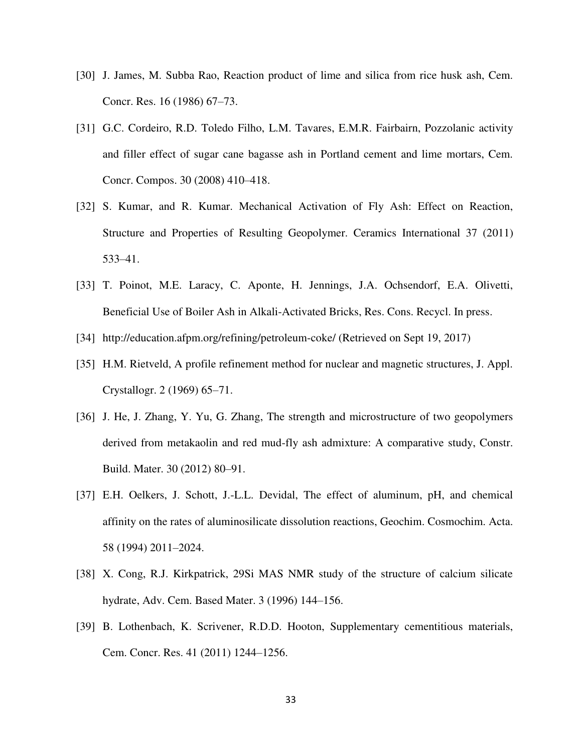[30] J. James, M. Subba Rao, Reaction product of lime and silica from rice husk ash, Cem. Concr. Res. 16 (1986) 67–73.

[31] G.C. Cordeiro, R.D. Toledo Filho, L.M. Tavares, E.M.R. Fairbairn, Pozzolanic activity and filler effect of sugar cane bagasse ash in Portland cement and lime mortars, Cem. Concr. Compos. 30 (2008) 410–418.

[32] S. Kumar, and R. Kumar. Mechanical Activation of Fly Ash: Effect on Reaction, Structure and Properties of Resulting Geopolymer. Ceramics International 37 (2011) 533–41.

[33] T. Poinot, M.E. Laracy, C. Aponte, H. Jennings, J.A. Ochsendorf, E.A. Olivetti, Beneficial Use of Boiler Ash in Alkali-Activated Bricks, Res. Cons. Recycl. In press.

[34] http://education.afpm.org/refining/petroleum-coke/ (Retrieved on Sept 19, 2017)

[35] H.M. Rietveld, A profile refinement method for nuclear and magnetic structures, J. Appl. Crystallogr. 2 (1969) 65–71.

[36] J. He, J. Zhang, Y. Yu, G. Zhang, The strength and microstructure of two geopolymers derived from metakaolin and red mud-fly ash admixture: A comparative study, Constr. Build. Mater. 30 (2012) 80–91.

[37] E.H. Oelkers, J. Schott, J.-L.L. Devidal, The effect of aluminum, pH, and chemical affinity on the rates of aluminosilicate dissolution reactions, Geochim. Cosmochim. Acta. 58 (1994) 2011–2024.

[38] X. Cong, R.J. Kirkpatrick, 29Si MAS NMR study of the structure of calcium silicate hydrate, Adv. Cem. Based Mater. 3 (1996) 144–156.

[39] B. Lothenbach, K. Scrivener, R.D.D. Hooton, Supplementary cementitious materials, Cem. Concr. Res. 41 (2011) 1244–1256.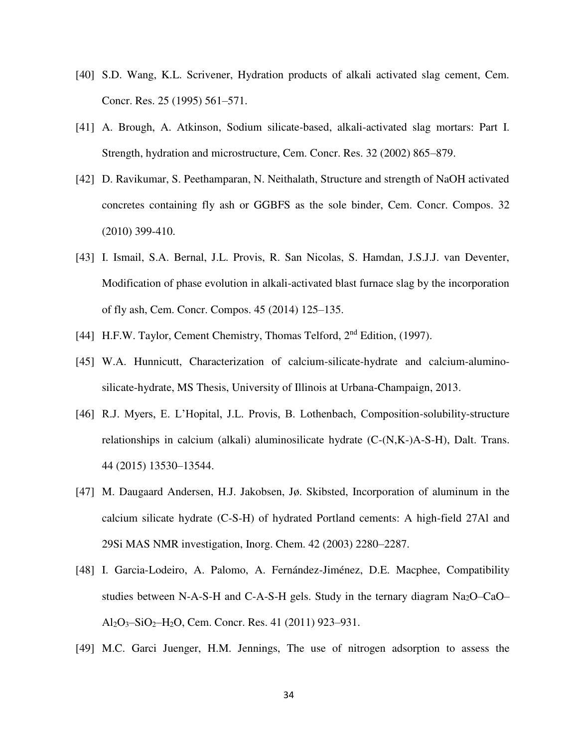[40] S.D. Wang, K.L. Scrivener, Hydration products of alkali activated slag cement, Cem. Concr. Res. 25 (1995) 561–571.

[41] A. Brough, A. Atkinson, Sodium silicate-based, alkali-activated slag mortars: Part I. Strength, hydration and microstructure, Cem. Concr. Res. 32 (2002) 865–879.

[42] D. Ravikumar, S. Peethamparan, N. Neithalath, Structure and strength of NaOH activated concretes containing fly ash or GGBFS as the sole binder, Cem. Concr. Compos. 32 (2010) 399-410.

[43] I. Ismail, S.A. Bernal, J.L. Provis, R. San Nicolas, S. Hamdan, J.S.J.J. van Deventer, Modification of phase evolution in alkali-activated blast furnace slag by the incorporation of fly ash, Cem. Concr. Compos. 45 (2014) 125–135.

[44] H.F.W. Taylor, Cement Chemistry, Thomas Telford, 2nd Edition, (1997).

[45] W.A. Hunnicutt, Characterization of calcium-silicate-hydrate and calcium-alumino-silicate-hydrate, MS Thesis, University of Illinois at Urbana-Champaign, 2013.

[46] R.J. Myers, E. L'Hopital, J.L. Provis, B. Lothenbach, Composition-solubility-structure relationships in calcium (alkali) aluminosilicate hydrate (C-(N,K-)A-S-H), Dalt. Trans. 44 (2015) 13530–13544.

[47] M. Daugaard Andersen, H.J. Jakobsen, Jø. Skibsted, Incorporation of aluminum in the calcium silicate hydrate (C-S-H) of hydrated Portland cements: A high-field 27Al and 29Si MAS NMR investigation, Inorg. Chem. 42 (2003) 2280–2287.

[48] I. Garcia-Lodeiro, A. Palomo, A. Fernández-Jiménez, D.E. Macphee, Compatibility studies between N-A-S-H and C-A-S-H gels. Study in the ternary diagram $Na_2O$–$CaO$–$Al_2O_3$–$SiO_2$–$H_2O$, Cem. Concr. Res. 41 (2011) 923–931.

[49] M.C. Garci Juenger, H.M. Jennings, The use of nitrogen adsorption to assess the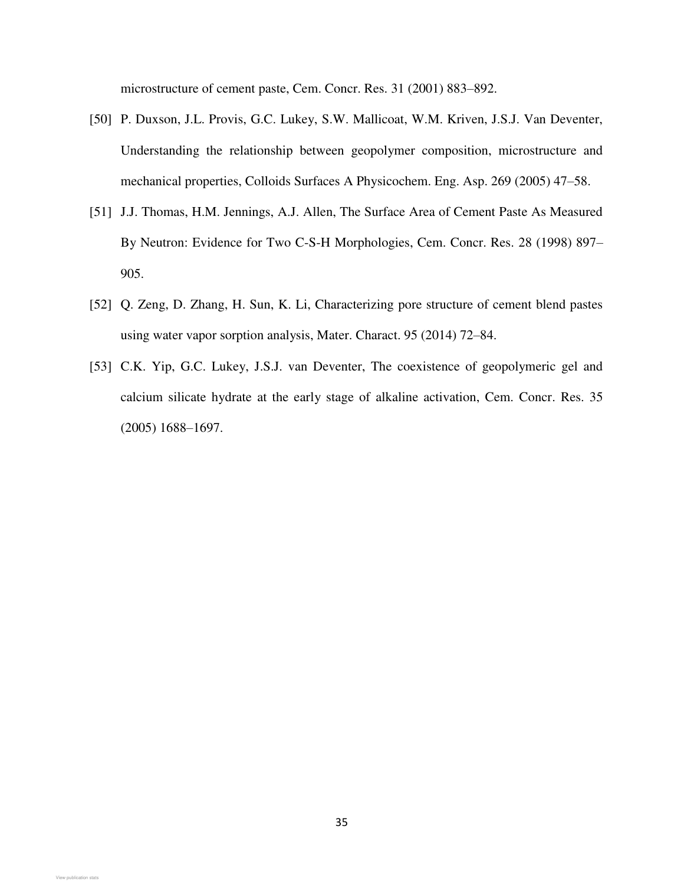microstructure of cement paste, Cem. Concr. Res. 31 (2001) 883–892.

[50] P. Duxson, J.L. Provis, G.C. Lukey, S.W. Mallicoat, W.M. Kriven, J.S.J. Van Deventer, Understanding the relationship between geopolymer composition, microstructure and mechanical properties, Colloids Surfaces A Physicochem. Eng. Asp. 269 (2005) 47–58.

[51] J.J. Thomas, H.M. Jennings, A.J. Allen, The Surface Area of Cement Paste As Measured By Neutron: Evidence for Two C-S-H Morphologies, Cem. Concr. Res. 28 (1998) 897–905.

[52] Q. Zeng, D. Zhang, H. Sun, K. Li, Characterizing pore structure of cement blend pastes using water vapor sorption analysis, Mater. Charact. 95 (2014) 72–84.

[53] C.K. Yip, G.C. Lukey, J.S.J. van Deventer, The coexistence of geopolymeric gel and calcium silicate hydrate at the early stage of alkaline activation, Cem. Concr. Res. 35 (2005) 1688–1697.